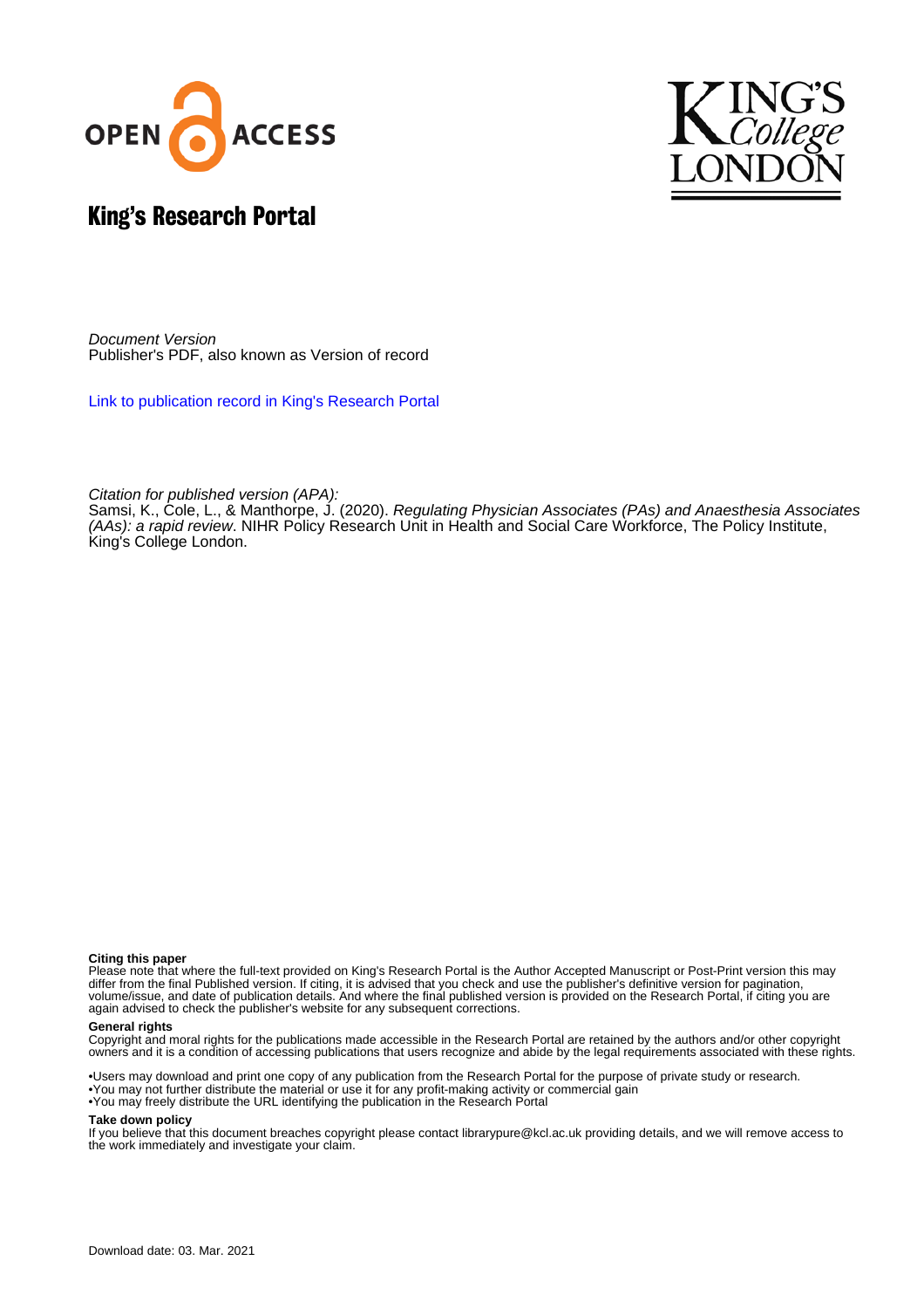# King's Research Portal

*Document Version*
Publisher's PDF, also known as Version of record

Link to publication record in King's Research Portal

*Citation for published version (APA):*
Samsi, K., Cole, L., & Manthorpe, J. (2020). *Regulating Physician Associates (PAs) and Anaesthesia Associates (AAs): a rapid review*. NIHR Policy Research Unit in Health and Social Care Workforce, The Policy Institute, King's College London.

**Citing this paper**
Please note that where the full-text provided on King's Research Portal is the Author Accepted Manuscript or Post-Print version this may differ from the final Published version. If citing, it is advised that you check and use the publisher's definitive version for pagination, volume/issue, and date of publication details. And where the final published version is provided on the Research Portal, if citing you are again advised to check the publisher's website for any subsequent corrections.

**General rights**
Copyright and moral rights for the publications made accessible in the Research Portal are retained by the authors and/or other copyright owners and it is a condition of accessing publications that users recognize and abide by the legal requirements associated with these rights.

- •Users may download and print one copy of any publication from the Research Portal for the purpose of private study or research.
- •You may not further distribute the material or use it for any profit-making activity or commercial gain
- •You may freely distribute the URL identifying the publication in the Research Portal

**Take down policy**
If you believe that this document breaches copyright please contact librarypure@kcl.ac.uk providing details, and we will remove access to the work immediately and investigate your claim.

Download date: 03. Mar. 2021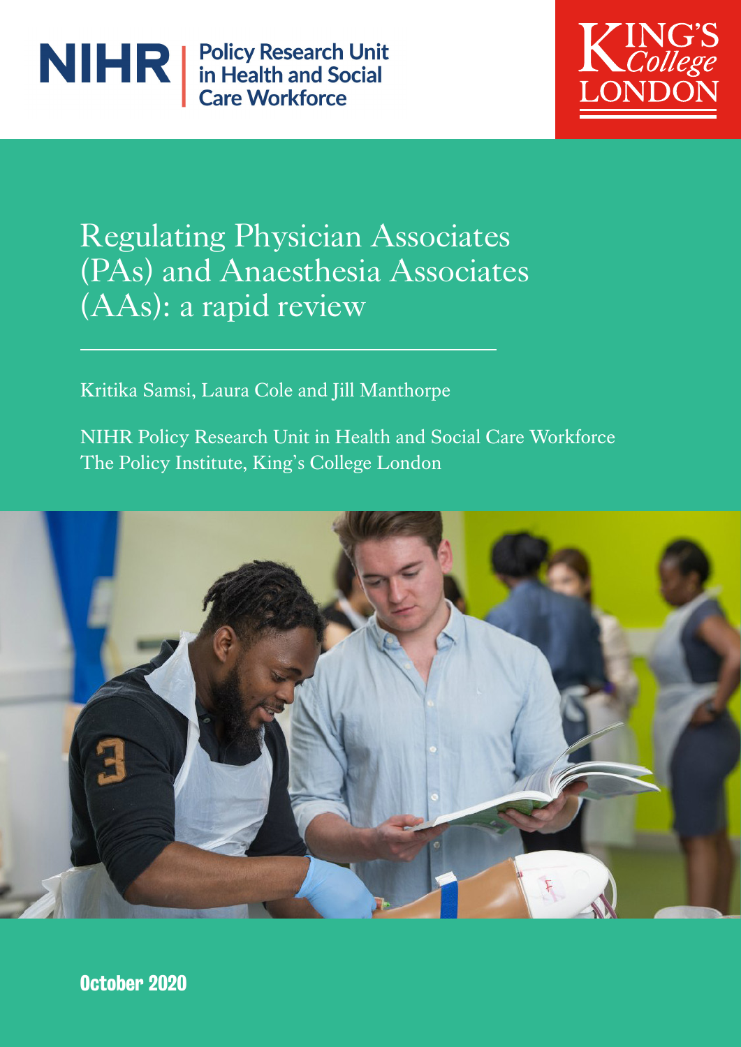NIHR | Policy Research Unit in Health and Social Care Workforce

KING'S College LONDON

# Regulating Physician Associates (PAs) and Anaesthesia Associates (AAs): a rapid review

Kritika Samsi, Laura Cole and Jill Manthorpe

NIHR Policy Research Unit in Health and Social Care Workforce
The Policy Institute, King's College London

**October 2020**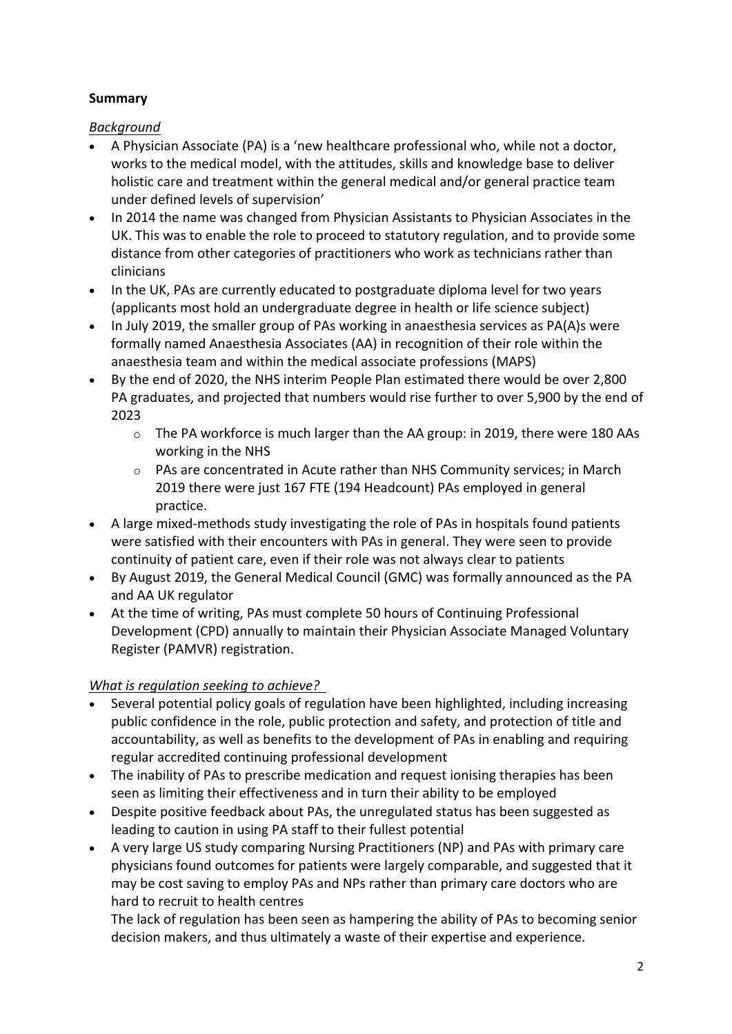**Summary**

*Background*

- A Physician Associate (PA) is a 'new healthcare professional who, while not a doctor, works to the medical model, with the attitudes, skills and knowledge base to deliver holistic care and treatment within the general medical and/or general practice team under defined levels of supervision'
- In 2014 the name was changed from Physician Assistants to Physician Associates in the UK. This was to enable the role to proceed to statutory regulation, and to provide some distance from other categories of practitioners who work as technicians rather than clinicians
- In the UK, PAs are currently educated to postgraduate diploma level for two years (applicants most hold an undergraduate degree in health or life science subject)
- In July 2019, the smaller group of PAs working in anaesthesia services as PA(A)s were formally named Anaesthesia Associates (AA) in recognition of their role within the anaesthesia team and within the medical associate professions (MAPS)
- By the end of 2020, the NHS interim People Plan estimated there would be over 2,800 PA graduates, and projected that numbers would rise further to over 5,900 by the end of 2023
    - The PA workforce is much larger than the AA group: in 2019, there were 180 AAs working in the NHS
    - PAs are concentrated in Acute rather than NHS Community services; in March 2019 there were just 167 FTE (194 Headcount) PAs employed in general practice.
- A large mixed-methods study investigating the role of PAs in hospitals found patients were satisfied with their encounters with PAs in general. They were seen to provide continuity of patient care, even if their role was not always clear to patients
- By August 2019, the General Medical Council (GMC) was formally announced as the PA and AA UK regulator
- At the time of writing, PAs must complete 50 hours of Continuing Professional Development (CPD) annually to maintain their Physician Associate Managed Voluntary Register (PAMVR) registration.

*What is regulation seeking to achieve?*

- Several potential policy goals of regulation have been highlighted, including increasing public confidence in the role, public protection and safety, and protection of title and accountability, as well as benefits to the development of PAs in enabling and requiring regular accredited continuing professional development
- The inability of PAs to prescribe medication and request ionising therapies has been seen as limiting their effectiveness and in turn their ability to be employed
- Despite positive feedback about PAs, the unregulated status has been suggested as leading to caution in using PA staff to their fullest potential
- A very large US study comparing Nursing Practitioners (NP) and PAs with primary care physicians found outcomes for patients were largely comparable, and suggested that it may be cost saving to employ PAs and NPs rather than primary care doctors who are hard to recruit to health centres

  The lack of regulation has been seen as hampering the ability of PAs to becoming senior decision makers, and thus ultimately a waste of their expertise and experience.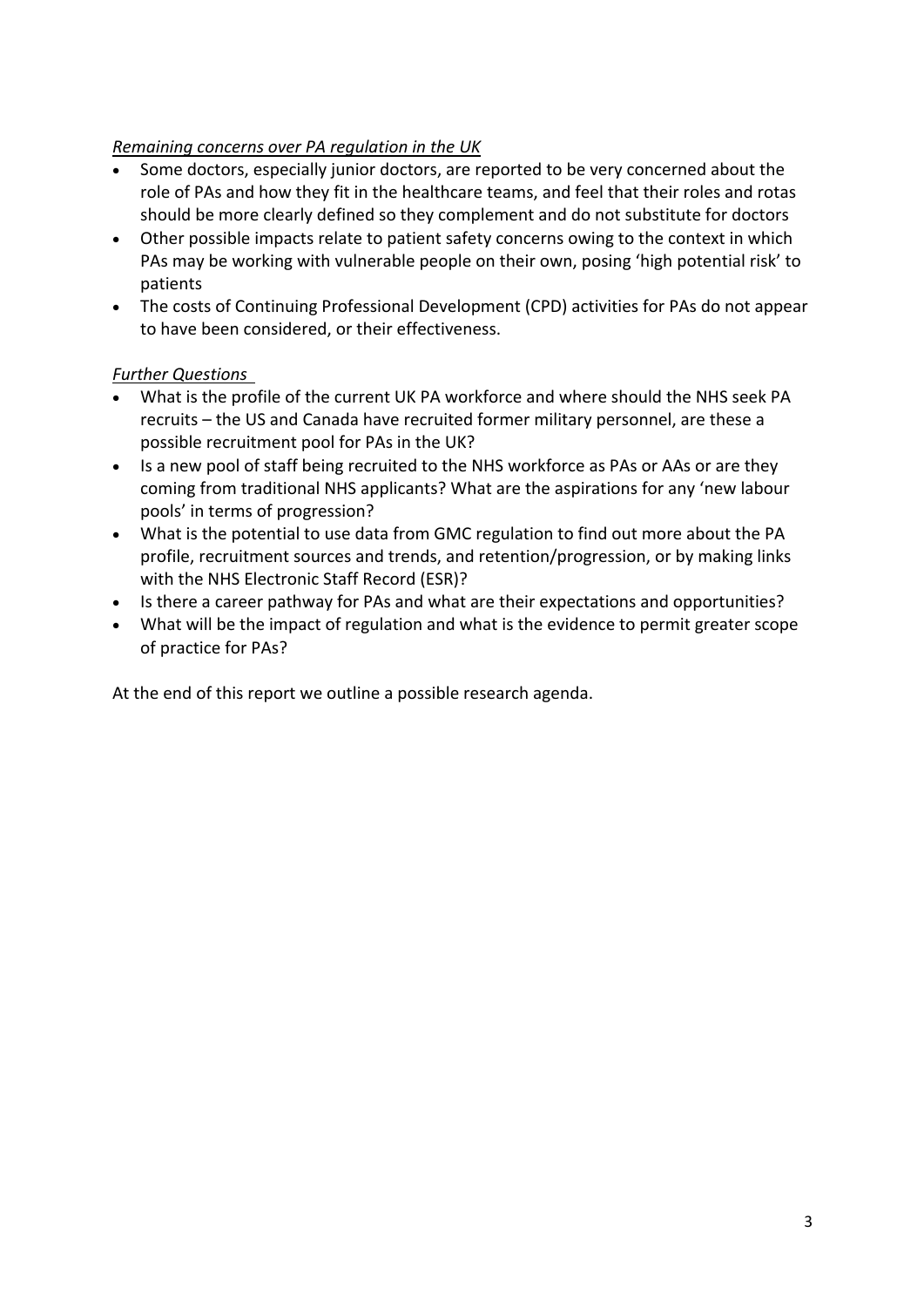*Remaining concerns over PA regulation in the UK*

- Some doctors, especially junior doctors, are reported to be very concerned about the role of PAs and how they fit in the healthcare teams, and feel that their roles and rotas should be more clearly defined so they complement and do not substitute for doctors
- Other possible impacts relate to patient safety concerns owing to the context in which PAs may be working with vulnerable people on their own, posing 'high potential risk' to patients
- The costs of Continuing Professional Development (CPD) activities for PAs do not appear to have been considered, or their effectiveness.

*Further Questions*

- What is the profile of the current UK PA workforce and where should the NHS seek PA recruits – the US and Canada have recruited former military personnel, are these a possible recruitment pool for PAs in the UK?
- Is a new pool of staff being recruited to the NHS workforce as PAs or AAs or are they coming from traditional NHS applicants? What are the aspirations for any 'new labour pools' in terms of progression?
- What is the potential to use data from GMC regulation to find out more about the PA profile, recruitment sources and trends, and retention/progression, or by making links with the NHS Electronic Staff Record (ESR)?
- Is there a career pathway for PAs and what are their expectations and opportunities?
- What will be the impact of regulation and what is the evidence to permit greater scope of practice for PAs?

At the end of this report we outline a possible research agenda.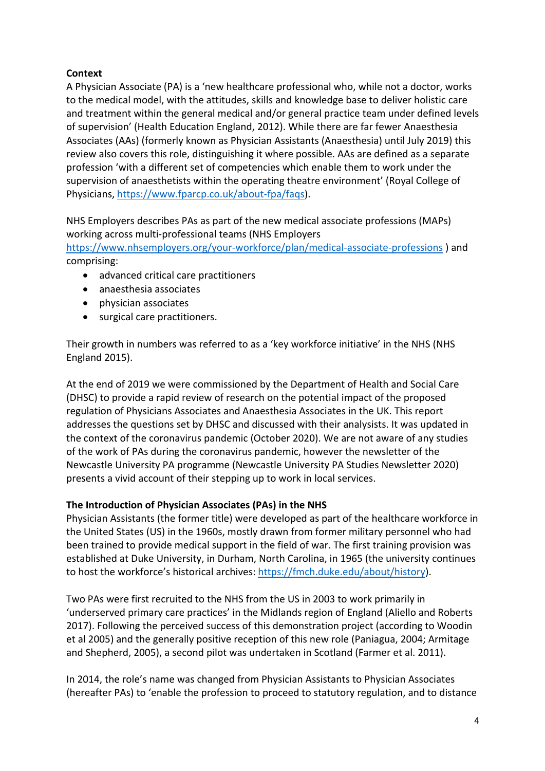**Context**

A Physician Associate (PA) is a 'new healthcare professional who, while not a doctor, works to the medical model, with the attitudes, skills and knowledge base to deliver holistic care and treatment within the general medical and/or general practice team under defined levels of supervision' (Health Education England, 2012). While there are far fewer Anaesthesia Associates (AAs) (formerly known as Physician Assistants (Anaesthesia) until July 2019) this review also covers this role, distinguishing it where possible. AAs are defined as a separate profession 'with a different set of competencies which enable them to work under the supervision of anaesthetists within the operating theatre environment' (Royal College of Physicians, https://www.fparcp.co.uk/about-fpa/faqs).

NHS Employers describes PAs as part of the new medical associate professions (MAPs) working across multi-professional teams (NHS Employers https://www.nhsemployers.org/your-workforce/plan/medical-associate-professions ) and comprising:

- advanced critical care practitioners
- anaesthesia associates
- physician associates
- surgical care practitioners.

Their growth in numbers was referred to as a 'key workforce initiative' in the NHS (NHS England 2015).

At the end of 2019 we were commissioned by the Department of Health and Social Care (DHSC) to provide a rapid review of research on the potential impact of the proposed regulation of Physicians Associates and Anaesthesia Associates in the UK. This report addresses the questions set by DHSC and discussed with their analysists. It was updated in the context of the coronavirus pandemic (October 2020). We are not aware of any studies of the work of PAs during the coronavirus pandemic, however the newsletter of the Newcastle University PA programme (Newcastle University PA Studies Newsletter 2020) presents a vivid account of their stepping up to work in local services.

**The Introduction of Physician Associates (PAs) in the NHS**

Physician Assistants (the former title) were developed as part of the healthcare workforce in the United States (US) in the 1960s, mostly drawn from former military personnel who had been trained to provide medical support in the field of war. The first training provision was established at Duke University, in Durham, North Carolina, in 1965 (the university continues to host the workforce's historical archives: https://fmch.duke.edu/about/history).

Two PAs were first recruited to the NHS from the US in 2003 to work primarily in 'underserved primary care practices' in the Midlands region of England (Aliello and Roberts 2017). Following the perceived success of this demonstration project (according to Woodin et al 2005) and the generally positive reception of this new role (Paniagua, 2004; Armitage and Shepherd, 2005), a second pilot was undertaken in Scotland (Farmer et al. 2011).

In 2014, the role's name was changed from Physician Assistants to Physician Associates (hereafter PAs) to 'enable the profession to proceed to statutory regulation, and to distance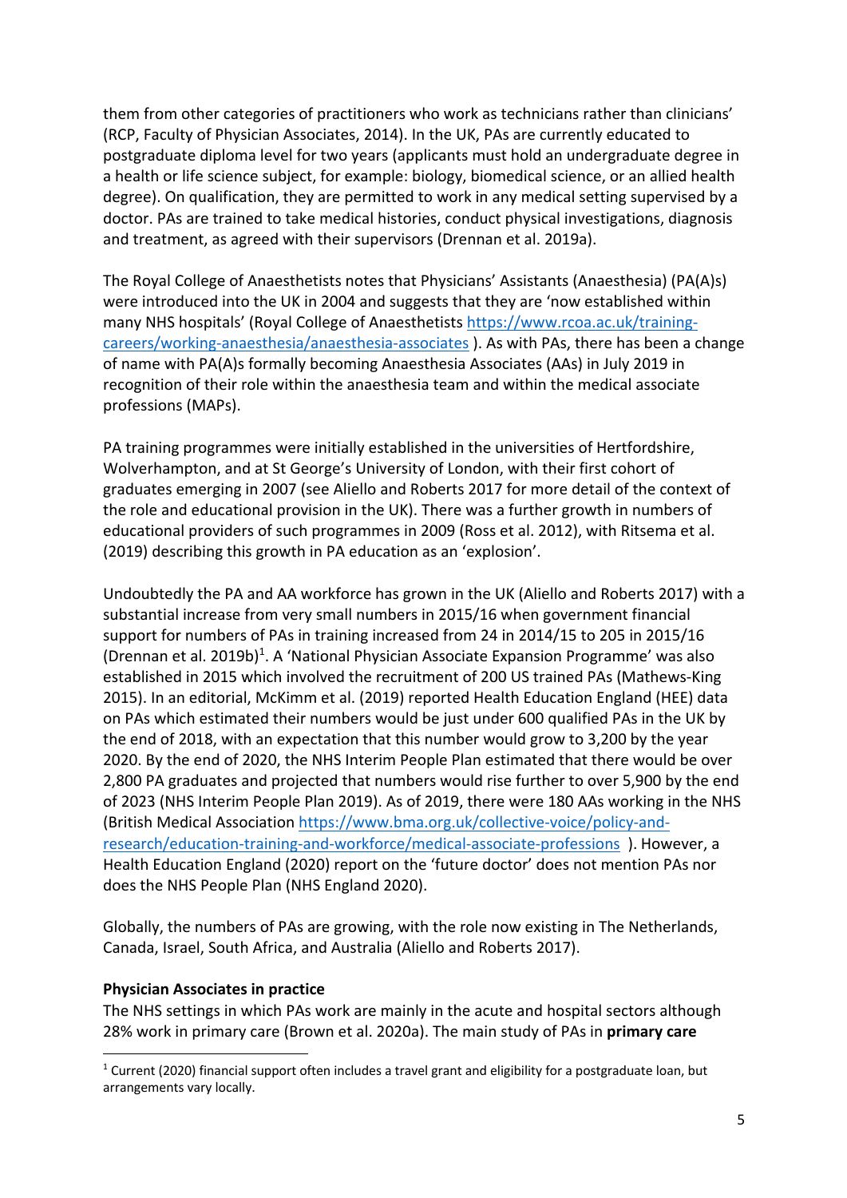them from other categories of practitioners who work as technicians rather than clinicians' (RCP, Faculty of Physician Associates, 2014). In the UK, PAs are currently educated to postgraduate diploma level for two years (applicants must hold an undergraduate degree in a health or life science subject, for example: biology, biomedical science, or an allied health degree). On qualification, they are permitted to work in any medical setting supervised by a doctor. PAs are trained to take medical histories, conduct physical investigations, diagnosis and treatment, as agreed with their supervisors (Drennan et al. 2019a).

The Royal College of Anaesthetists notes that Physicians' Assistants (Anaesthesia) (PA(A)s) were introduced into the UK in 2004 and suggests that they are 'now established within many NHS hospitals' (Royal College of Anaesthetists https://www.rcoa.ac.uk/training-careers/working-anaesthesia/anaesthesia-associates ). As with PAs, there has been a change of name with PA(A)s formally becoming Anaesthesia Associates (AAs) in July 2019 in recognition of their role within the anaesthesia team and within the medical associate professions (MAPs).

PA training programmes were initially established in the universities of Hertfordshire, Wolverhampton, and at St George's University of London, with their first cohort of graduates emerging in 2007 (see Aliello and Roberts 2017 for more detail of the context of the role and educational provision in the UK). There was a further growth in numbers of educational providers of such programmes in 2009 (Ross et al. 2012), with Ritsema et al. (2019) describing this growth in PA education as an 'explosion'.

Undoubtedly the PA and AA workforce has grown in the UK (Aliello and Roberts 2017) with a substantial increase from very small numbers in 2015/16 when government financial support for numbers of PAs in training increased from 24 in 2014/15 to 205 in 2015/16 (Drennan et al. 2019b)[1]. A 'National Physician Associate Expansion Programme' was also established in 2015 which involved the recruitment of 200 US trained PAs (Mathews-King 2015). In an editorial, McKimm et al. (2019) reported Health Education England (HEE) data on PAs which estimated their numbers would be just under 600 qualified PAs in the UK by the end of 2018, with an expectation that this number would grow to 3,200 by the year 2020. By the end of 2020, the NHS Interim People Plan estimated that there would be over 2,800 PA graduates and projected that numbers would rise further to over 5,900 by the end of 2023 (NHS Interim People Plan 2019). As of 2019, there were 180 AAs working in the NHS (British Medical Association https://www.bma.org.uk/collective-voice/policy-and-research/education-training-and-workforce/medical-associate-professions ). However, a Health Education England (2020) report on the 'future doctor' does not mention PAs nor does the NHS People Plan (NHS England 2020).

Globally, the numbers of PAs are growing, with the role now existing in The Netherlands, Canada, Israel, South Africa, and Australia (Aliello and Roberts 2017).

**Physician Associates in practice**

The NHS settings in which PAs work are mainly in the acute and hospital sectors although 28% work in primary care (Brown et al. 2020a). The main study of PAs in **primary care**

---

[1] Current (2020) financial support often includes a travel grant and eligibility for a postgraduate loan, but arrangements vary locally.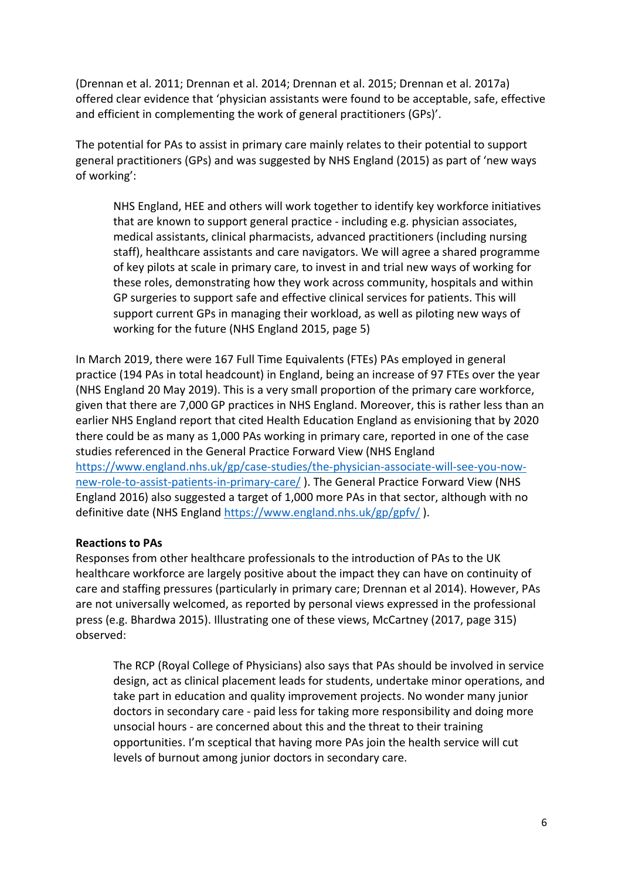(Drennan et al. 2011; Drennan et al. 2014; Drennan et al. 2015; Drennan et al. 2017a) offered clear evidence that 'physician assistants were found to be acceptable, safe, effective and efficient in complementing the work of general practitioners (GPs)'.

The potential for PAs to assist in primary care mainly relates to their potential to support general practitioners (GPs) and was suggested by NHS England (2015) as part of 'new ways of working':

> NHS England, HEE and others will work together to identify key workforce initiatives that are known to support general practice - including e.g. physician associates, medical assistants, clinical pharmacists, advanced practitioners (including nursing staff), healthcare assistants and care navigators. We will agree a shared programme of key pilots at scale in primary care, to invest in and trial new ways of working for these roles, demonstrating how they work across community, hospitals and within GP surgeries to support safe and effective clinical services for patients. This will support current GPs in managing their workload, as well as piloting new ways of working for the future (NHS England 2015, page 5)

In March 2019, there were 167 Full Time Equivalents (FTEs) PAs employed in general practice (194 PAs in total headcount) in England, being an increase of 97 FTEs over the year (NHS England 20 May 2019). This is a very small proportion of the primary care workforce, given that there are 7,000 GP practices in NHS England. Moreover, this is rather less than an earlier NHS England report that cited Health Education England as envisioning that by 2020 there could be as many as 1,000 PAs working in primary care, reported in one of the case studies referenced in the General Practice Forward View (NHS England https://www.england.nhs.uk/gp/case-studies/the-physician-associate-will-see-you-now-new-role-to-assist-patients-in-primary-care/ ). The General Practice Forward View (NHS England 2016) also suggested a target of 1,000 more PAs in that sector, although with no definitive date (NHS England https://www.england.nhs.uk/gp/gpfv/ ).

**Reactions to PAs**

Responses from other healthcare professionals to the introduction of PAs to the UK healthcare workforce are largely positive about the impact they can have on continuity of care and staffing pressures (particularly in primary care; Drennan et al 2014). However, PAs are not universally welcomed, as reported by personal views expressed in the professional press (e.g. Bhardwa 2015). Illustrating one of these views, McCartney (2017, page 315) observed:

> The RCP (Royal College of Physicians) also says that PAs should be involved in service design, act as clinical placement leads for students, undertake minor operations, and take part in education and quality improvement projects. No wonder many junior doctors in secondary care - paid less for taking more responsibility and doing more unsocial hours - are concerned about this and the threat to their training opportunities. I'm sceptical that having more PAs join the health service will cut levels of burnout among junior doctors in secondary care.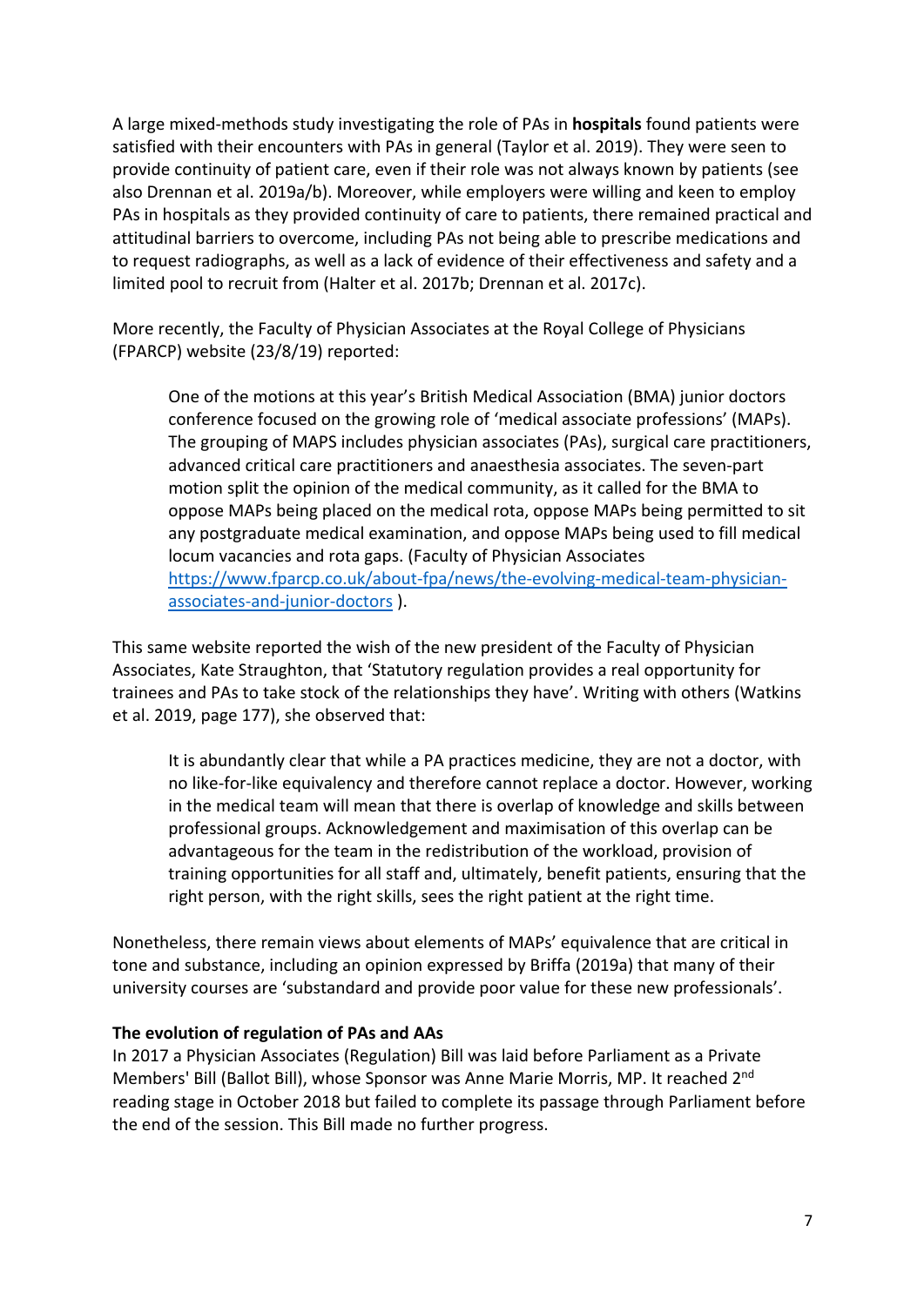A large mixed-methods study investigating the role of PAs in **hospitals** found patients were satisfied with their encounters with PAs in general (Taylor et al. 2019). They were seen to provide continuity of patient care, even if their role was not always known by patients (see also Drennan et al. 2019a/b). Moreover, while employers were willing and keen to employ PAs in hospitals as they provided continuity of care to patients, there remained practical and attitudinal barriers to overcome, including PAs not being able to prescribe medications and to request radiographs, as well as a lack of evidence of their effectiveness and safety and a limited pool to recruit from (Halter et al. 2017b; Drennan et al. 2017c).

More recently, the Faculty of Physician Associates at the Royal College of Physicians (FPARCP) website (23/8/19) reported:

> One of the motions at this year's British Medical Association (BMA) junior doctors conference focused on the growing role of 'medical associate professions' (MAPs). The grouping of MAPS includes physician associates (PAs), surgical care practitioners, advanced critical care practitioners and anaesthesia associates. The seven-part motion split the opinion of the medical community, as it called for the BMA to oppose MAPs being placed on the medical rota, oppose MAPs being permitted to sit any postgraduate medical examination, and oppose MAPs being used to fill medical locum vacancies and rota gaps. (Faculty of Physician Associates [https://www.fparcp.co.uk/about-fpa/news/the-evolving-medical-team-physician-associates-and-junior-doctors](https://www.fparcp.co.uk/about-fpa/news/the-evolving-medical-team-physician-associates-and-junior-doctors) ).

This same website reported the wish of the new president of the Faculty of Physician Associates, Kate Straughton, that 'Statutory regulation provides a real opportunity for trainees and PAs to take stock of the relationships they have'. Writing with others (Watkins et al. 2019, page 177), she observed that:

> It is abundantly clear that while a PA practices medicine, they are not a doctor, with no like-for-like equivalency and therefore cannot replace a doctor. However, working in the medical team will mean that there is overlap of knowledge and skills between professional groups. Acknowledgement and maximisation of this overlap can be advantageous for the team in the redistribution of the workload, provision of training opportunities for all staff and, ultimately, benefit patients, ensuring that the right person, with the right skills, sees the right patient at the right time.

Nonetheless, there remain views about elements of MAPs' equivalence that are critical in tone and substance, including an opinion expressed by Briffa (2019a) that many of their university courses are 'substandard and provide poor value for these new professionals'.

**The evolution of regulation of PAs and AAs**

In 2017 a Physician Associates (Regulation) Bill was laid before Parliament as a Private Members' Bill (Ballot Bill), whose Sponsor was Anne Marie Morris, MP. It reached 2nd reading stage in October 2018 but failed to complete its passage through Parliament before the end of the session. This Bill made no further progress.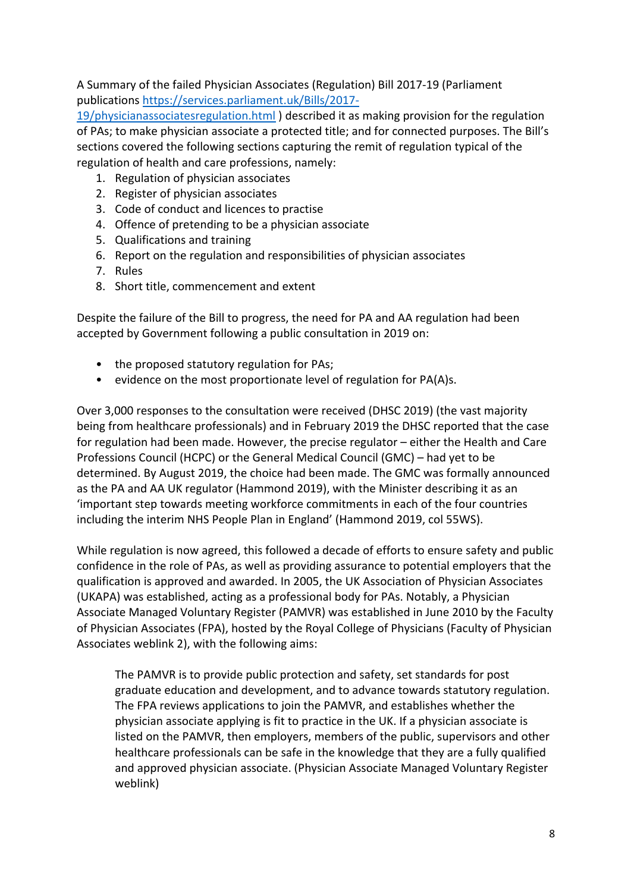A Summary of the failed Physician Associates (Regulation) Bill 2017-19 (Parliament publications https://services.parliament.uk/Bills/2017-19/physicianassociatesregulation.html ) described it as making provision for the regulation of PAs; to make physician associate a protected title; and for connected purposes. The Bill's sections covered the following sections capturing the remit of regulation typical of the regulation of health and care professions, namely:

1. Regulation of physician associates
2. Register of physician associates
3. Code of conduct and licences to practise
4. Offence of pretending to be a physician associate
5. Qualifications and training
6. Report on the regulation and responsibilities of physician associates
7. Rules
8. Short title, commencement and extent

Despite the failure of the Bill to progress, the need for PA and AA regulation had been accepted by Government following a public consultation in 2019 on:

- the proposed statutory regulation for PAs;
- evidence on the most proportionate level of regulation for PA(A)s.

Over 3,000 responses to the consultation were received (DHSC 2019) (the vast majority being from healthcare professionals) and in February 2019 the DHSC reported that the case for regulation had been made. However, the precise regulator – either the Health and Care Professions Council (HCPC) or the General Medical Council (GMC) – had yet to be determined. By August 2019, the choice had been made. The GMC was formally announced as the PA and AA UK regulator (Hammond 2019), with the Minister describing it as an 'important step towards meeting workforce commitments in each of the four countries including the interim NHS People Plan in England' (Hammond 2019, col 55WS).

While regulation is now agreed, this followed a decade of efforts to ensure safety and public confidence in the role of PAs, as well as providing assurance to potential employers that the qualification is approved and awarded. In 2005, the UK Association of Physician Associates (UKAPA) was established, acting as a professional body for PAs. Notably, a Physician Associate Managed Voluntary Register (PAMVR) was established in June 2010 by the Faculty of Physician Associates (FPA), hosted by the Royal College of Physicians (Faculty of Physician Associates weblink 2), with the following aims:

> The PAMVR is to provide public protection and safety, set standards for post graduate education and development, and to advance towards statutory regulation. The FPA reviews applications to join the PAMVR, and establishes whether the physician associate applying is fit to practice in the UK. If a physician associate is listed on the PAMVR, then employers, members of the public, supervisors and other healthcare professionals can be safe in the knowledge that they are a fully qualified and approved physician associate. (Physician Associate Managed Voluntary Register weblink)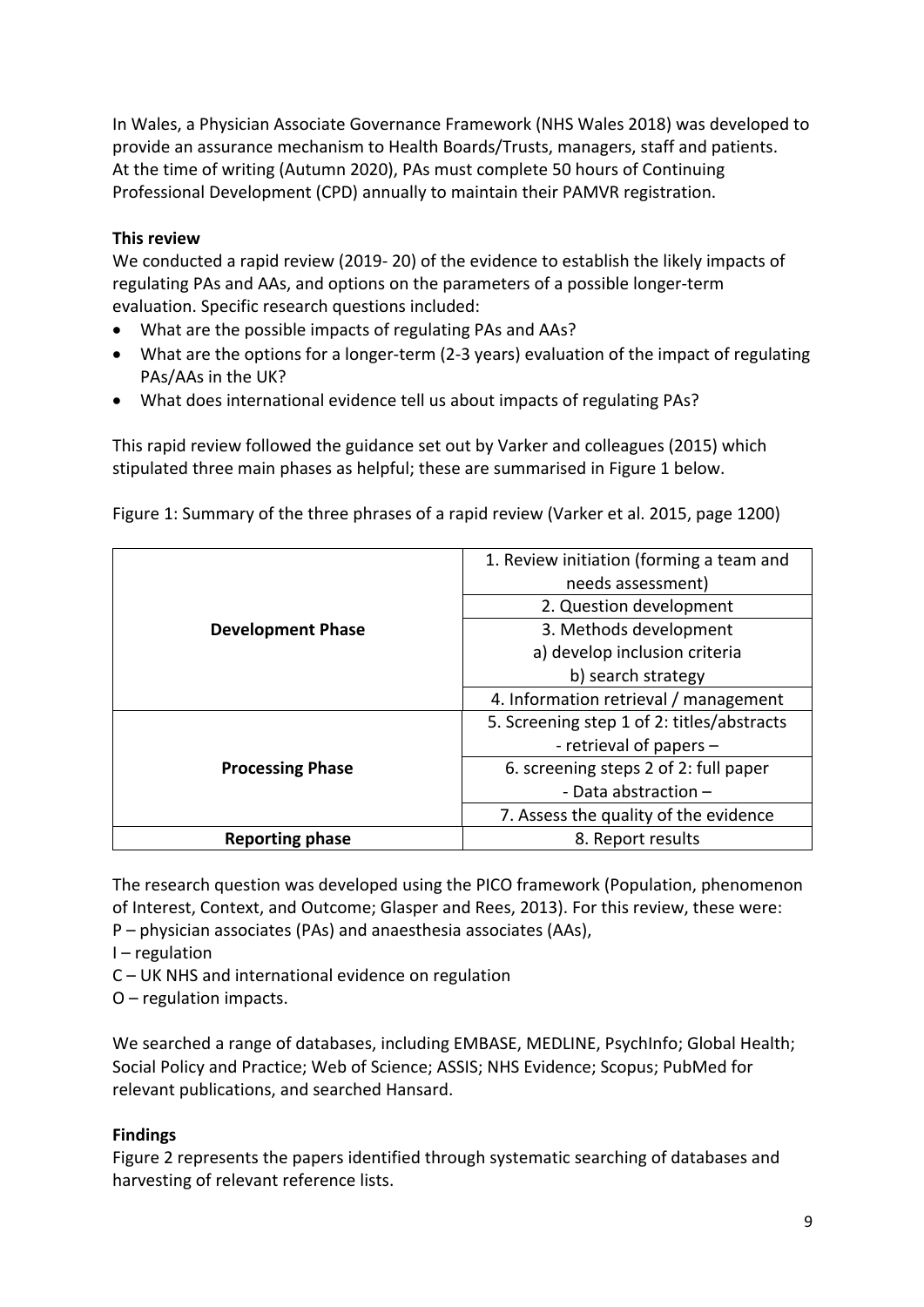In Wales, a Physician Associate Governance Framework (NHS Wales 2018) was developed to provide an assurance mechanism to Health Boards/Trusts, managers, staff and patients. At the time of writing (Autumn 2020), PAs must complete 50 hours of Continuing Professional Development (CPD) annually to maintain their PAMVR registration.

**This review**

We conducted a rapid review (2019- 20) of the evidence to establish the likely impacts of regulating PAs and AAs, and options on the parameters of a possible longer-term evaluation. Specific research questions included:

- What are the possible impacts of regulating PAs and AAs?
- What are the options for a longer-term (2-3 years) evaluation of the impact of regulating PAs/AAs in the UK?
- What does international evidence tell us about impacts of regulating PAs?

This rapid review followed the guidance set out by Varker and colleagues (2015) which stipulated three main phases as helpful; these are summarised in Figure 1 below.

Figure 1: Summary of the three phrases of a rapid review (Varker et al. 2015, page 1200)

| | |
|---|---|
| **Development Phase** | 1. Review initiation (forming a team and needs assessment) |
| | 2. Question development |
| | 3. Methods development<br>a) develop inclusion criteria<br>b) search strategy |
| | 4. Information retrieval / management |
| **Processing Phase** | 5. Screening step 1 of 2: titles/abstracts<br>- retrieval of papers – |
| | 6. screening steps 2 of 2: full paper<br>- Data abstraction – |
| | 7. Assess the quality of the evidence |
| **Reporting phase** | 8. Report results |

The research question was developed using the PICO framework (Population, phenomenon of Interest, Context, and Outcome; Glasper and Rees, 2013). For this review, these were:

P – physician associates (PAs) and anaesthesia associates (AAs),

I – regulation

C – UK NHS and international evidence on regulation

O – regulation impacts.

We searched a range of databases, including EMBASE, MEDLINE, PsychInfo; Global Health; Social Policy and Practice; Web of Science; ASSIS; NHS Evidence; Scopus; PubMed for relevant publications, and searched Hansard.

**Findings**

Figure 2 represents the papers identified through systematic searching of databases and harvesting of relevant reference lists.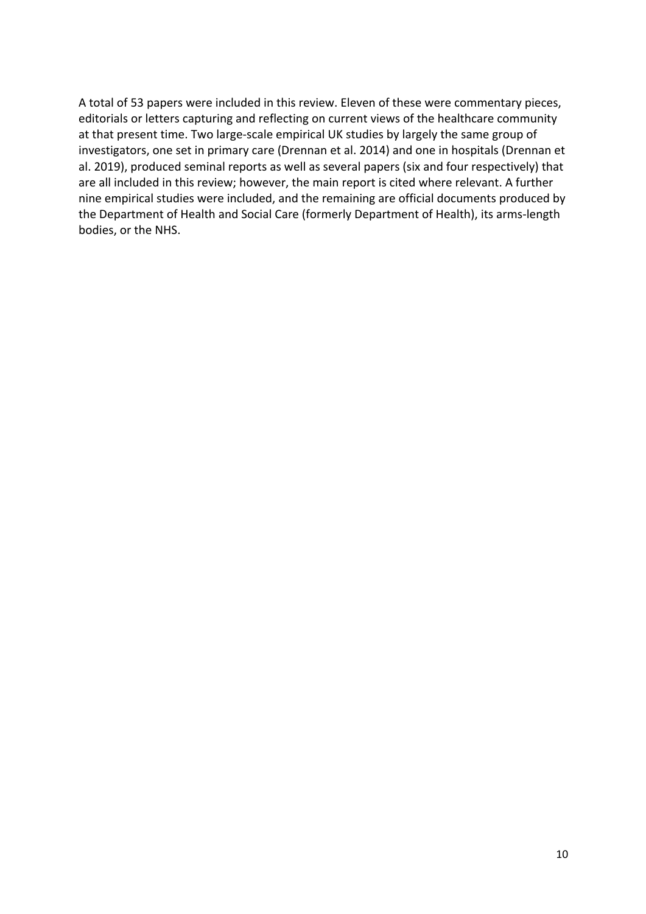A total of 53 papers were included in this review. Eleven of these were commentary pieces, editorials or letters capturing and reflecting on current views of the healthcare community at that present time. Two large-scale empirical UK studies by largely the same group of investigators, one set in primary care (Drennan et al. 2014) and one in hospitals (Drennan et al. 2019), produced seminal reports as well as several papers (six and four respectively) that are all included in this review; however, the main report is cited where relevant. A further nine empirical studies were included, and the remaining are official documents produced by the Department of Health and Social Care (formerly Department of Health), its arms-length bodies, or the NHS.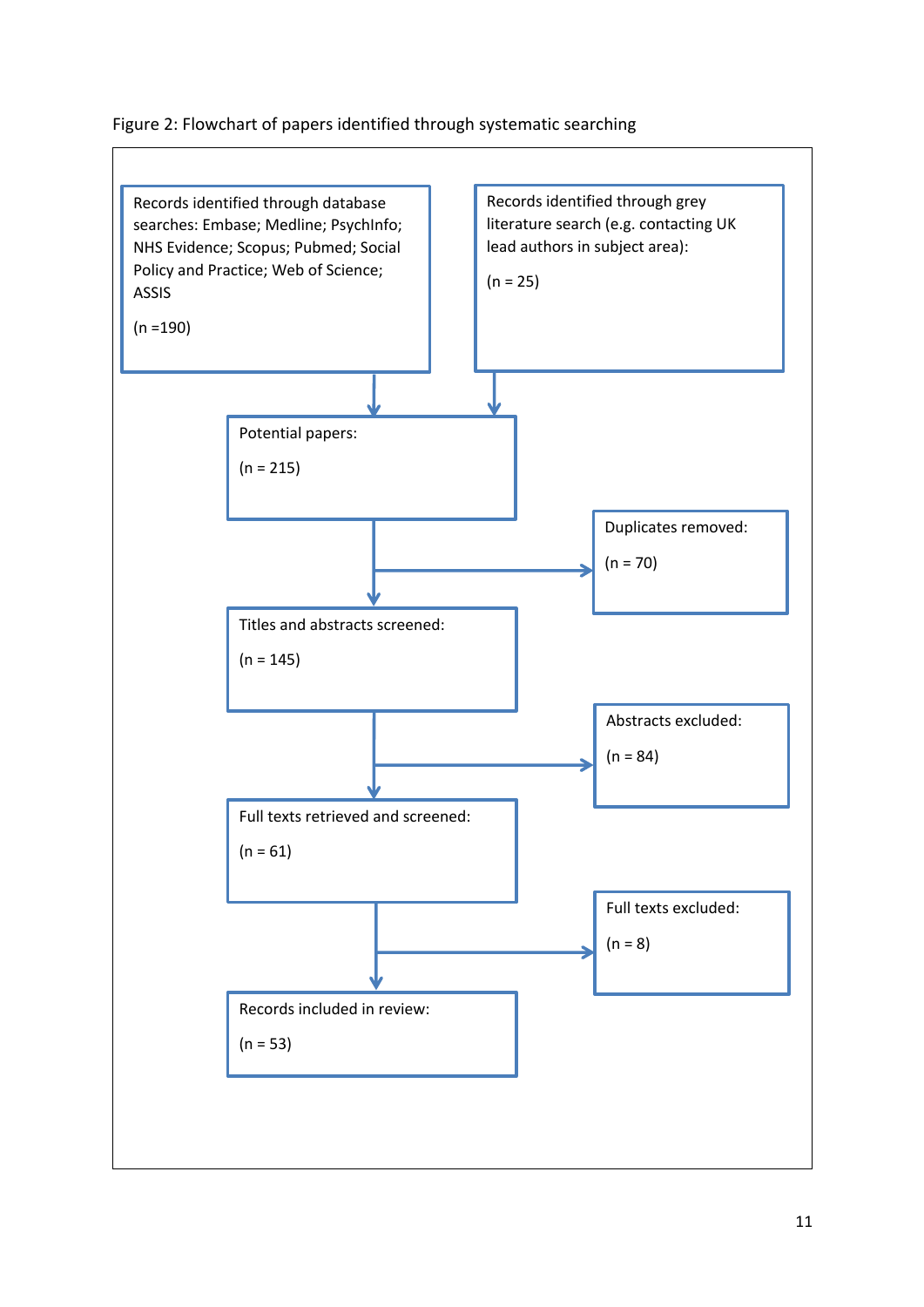Figure 2: Flowchart of papers identified through systematic searching

Records identified through database searches: Embase; Medline; PsychInfo; NHS Evidence; Scopus; Pubmed; Social Policy and Practice; Web of Science; ASSIS

(n =190)

Records identified through grey literature search (e.g. contacting UK lead authors in subject area):

(n = 25)

Potential papers:

(n = 215)

Duplicates removed:

(n = 70)

Titles and abstracts screened:

(n = 145)

Abstracts excluded:

(n = 84)

Full texts retrieved and screened:

(n = 61)

Full texts excluded:

(n = 8)

Records included in review:

(n = 53)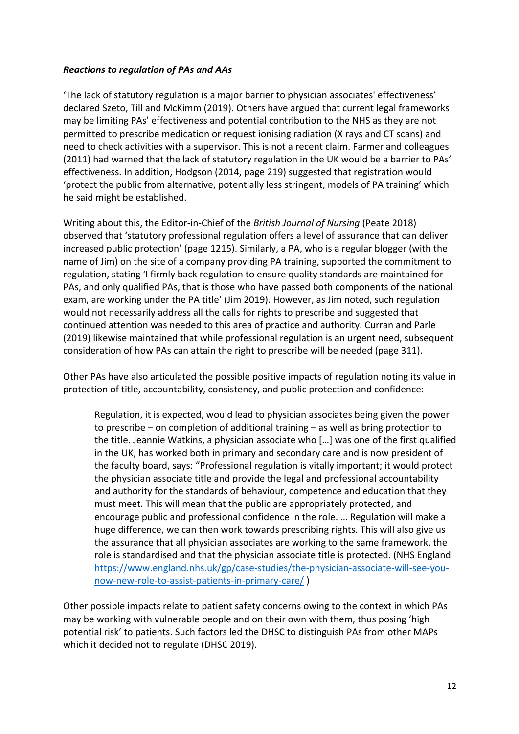***Reactions to regulation of PAs and AAs***

'The lack of statutory regulation is a major barrier to physician associates' effectiveness' declared Szeto, Till and McKimm (2019). Others have argued that current legal frameworks may be limiting PAs' effectiveness and potential contribution to the NHS as they are not permitted to prescribe medication or request ionising radiation (X rays and CT scans) and need to check activities with a supervisor. This is not a recent claim. Farmer and colleagues (2011) had warned that the lack of statutory regulation in the UK would be a barrier to PAs' effectiveness. In addition, Hodgson (2014, page 219) suggested that registration would 'protect the public from alternative, potentially less stringent, models of PA training' which he said might be established.

Writing about this, the Editor-in-Chief of the *British Journal of Nursing* (Peate 2018) observed that 'statutory professional regulation offers a level of assurance that can deliver increased public protection' (page 1215). Similarly, a PA, who is a regular blogger (with the name of Jim) on the site of a company providing PA training, supported the commitment to regulation, stating 'I firmly back regulation to ensure quality standards are maintained for PAs, and only qualified PAs, that is those who have passed both components of the national exam, are working under the PA title' (Jim 2019). However, as Jim noted, such regulation would not necessarily address all the calls for rights to prescribe and suggested that continued attention was needed to this area of practice and authority. Curran and Parle (2019) likewise maintained that while professional regulation is an urgent need, subsequent consideration of how PAs can attain the right to prescribe will be needed (page 311).

Other PAs have also articulated the possible positive impacts of regulation noting its value in protection of title, accountability, consistency, and public protection and confidence:

> Regulation, it is expected, would lead to physician associates being given the power to prescribe – on completion of additional training – as well as bring protection to the title. Jeannie Watkins, a physician associate who […] was one of the first qualified in the UK, has worked both in primary and secondary care and is now president of the faculty board, says: "Professional regulation is vitally important; it would protect the physician associate title and provide the legal and professional accountability and authority for the standards of behaviour, competence and education that they must meet. This will mean that the public are appropriately protected, and encourage public and professional confidence in the role. … Regulation will make a huge difference, we can then work towards prescribing rights. This will also give us the assurance that all physician associates are working to the same framework, the role is standardised and that the physician associate title is protected. (NHS England https://www.england.nhs.uk/gp/case-studies/the-physician-associate-will-see-you-now-new-role-to-assist-patients-in-primary-care/ )

Other possible impacts relate to patient safety concerns owing to the context in which PAs may be working with vulnerable people and on their own with them, thus posing 'high potential risk' to patients. Such factors led the DHSC to distinguish PAs from other MAPs which it decided not to regulate (DHSC 2019).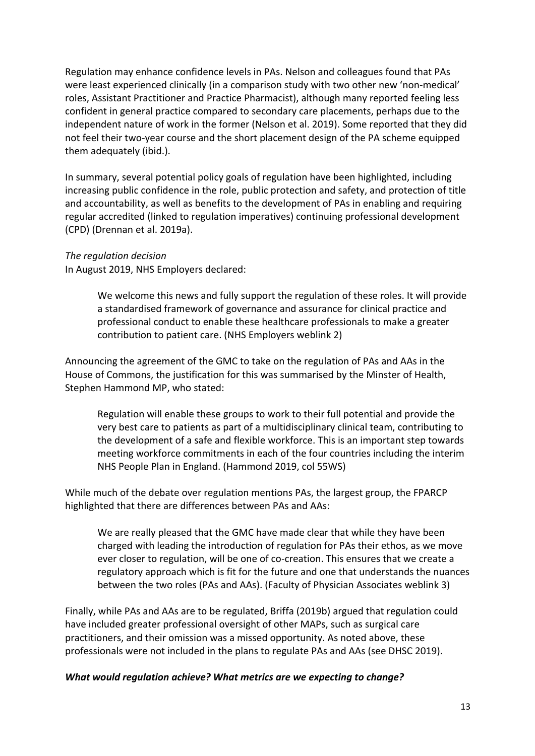Regulation may enhance confidence levels in PAs. Nelson and colleagues found that PAs were least experienced clinically (in a comparison study with two other new 'non-medical' roles, Assistant Practitioner and Practice Pharmacist), although many reported feeling less confident in general practice compared to secondary care placements, perhaps due to the independent nature of work in the former (Nelson et al. 2019). Some reported that they did not feel their two-year course and the short placement design of the PA scheme equipped them adequately (ibid.).

In summary, several potential policy goals of regulation have been highlighted, including increasing public confidence in the role, public protection and safety, and protection of title and accountability, as well as benefits to the development of PAs in enabling and requiring regular accredited (linked to regulation imperatives) continuing professional development (CPD) (Drennan et al. 2019a).

*The regulation decision*

In August 2019, NHS Employers declared:

> We welcome this news and fully support the regulation of these roles. It will provide a standardised framework of governance and assurance for clinical practice and professional conduct to enable these healthcare professionals to make a greater contribution to patient care. (NHS Employers weblink 2)

Announcing the agreement of the GMC to take on the regulation of PAs and AAs in the House of Commons, the justification for this was summarised by the Minster of Health, Stephen Hammond MP, who stated:

> Regulation will enable these groups to work to their full potential and provide the very best care to patients as part of a multidisciplinary clinical team, contributing to the development of a safe and flexible workforce. This is an important step towards meeting workforce commitments in each of the four countries including the interim NHS People Plan in England. (Hammond 2019, col 55WS)

While much of the debate over regulation mentions PAs, the largest group, the FPARCP highlighted that there are differences between PAs and AAs:

> We are really pleased that the GMC have made clear that while they have been charged with leading the introduction of regulation for PAs their ethos, as we move ever closer to regulation, will be one of co-creation. This ensures that we create a regulatory approach which is fit for the future and one that understands the nuances between the two roles (PAs and AAs). (Faculty of Physician Associates weblink 3)

Finally, while PAs and AAs are to be regulated, Briffa (2019b) argued that regulation could have included greater professional oversight of other MAPs, such as surgical care practitioners, and their omission was a missed opportunity. As noted above, these professionals were not included in the plans to regulate PAs and AAs (see DHSC 2019).

***What would regulation achieve? What metrics are we expecting to change?***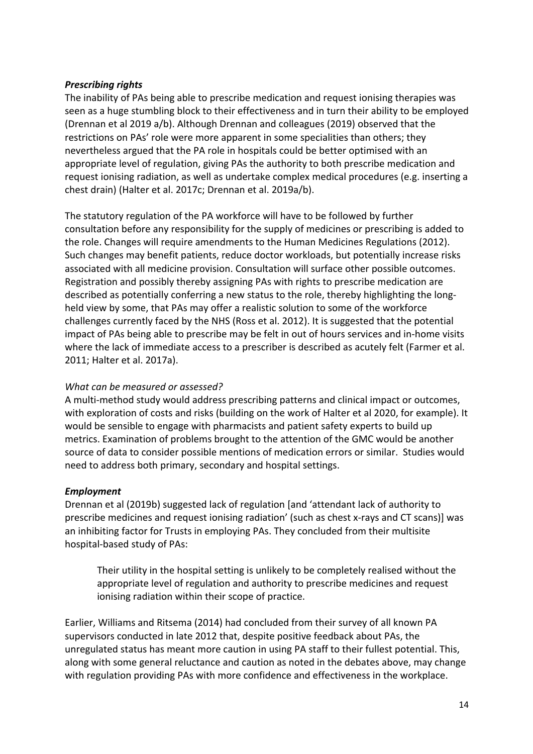***Prescribing rights***

The inability of PAs being able to prescribe medication and request ionising therapies was seen as a huge stumbling block to their effectiveness and in turn their ability to be employed (Drennan et al 2019 a/b). Although Drennan and colleagues (2019) observed that the restrictions on PAs' role were more apparent in some specialities than others; they nevertheless argued that the PA role in hospitals could be better optimised with an appropriate level of regulation, giving PAs the authority to both prescribe medication and request ionising radiation, as well as undertake complex medical procedures (e.g. inserting a chest drain) (Halter et al. 2017c; Drennan et al. 2019a/b).

The statutory regulation of the PA workforce will have to be followed by further consultation before any responsibility for the supply of medicines or prescribing is added to the role. Changes will require amendments to the Human Medicines Regulations (2012). Such changes may benefit patients, reduce doctor workloads, but potentially increase risks associated with all medicine provision. Consultation will surface other possible outcomes. Registration and possibly thereby assigning PAs with rights to prescribe medication are described as potentially conferring a new status to the role, thereby highlighting the long-held view by some, that PAs may offer a realistic solution to some of the workforce challenges currently faced by the NHS (Ross et al. 2012). It is suggested that the potential impact of PAs being able to prescribe may be felt in out of hours services and in-home visits where the lack of immediate access to a prescriber is described as acutely felt (Farmer et al. 2011; Halter et al. 2017a).

*What can be measured or assessed?*

A multi-method study would address prescribing patterns and clinical impact or outcomes, with exploration of costs and risks (building on the work of Halter et al 2020, for example). It would be sensible to engage with pharmacists and patient safety experts to build up metrics. Examination of problems brought to the attention of the GMC would be another source of data to consider possible mentions of medication errors or similar. Studies would need to address both primary, secondary and hospital settings.

***Employment***

Drennan et al (2019b) suggested lack of regulation [and 'attendant lack of authority to prescribe medicines and request ionising radiation' (such as chest x-rays and CT scans)] was an inhibiting factor for Trusts in employing PAs. They concluded from their multisite hospital-based study of PAs:

> Their utility in the hospital setting is unlikely to be completely realised without the appropriate level of regulation and authority to prescribe medicines and request ionising radiation within their scope of practice.

Earlier, Williams and Ritsema (2014) had concluded from their survey of all known PA supervisors conducted in late 2012 that, despite positive feedback about PAs, the unregulated status has meant more caution in using PA staff to their fullest potential. This, along with some general reluctance and caution as noted in the debates above, may change with regulation providing PAs with more confidence and effectiveness in the workplace.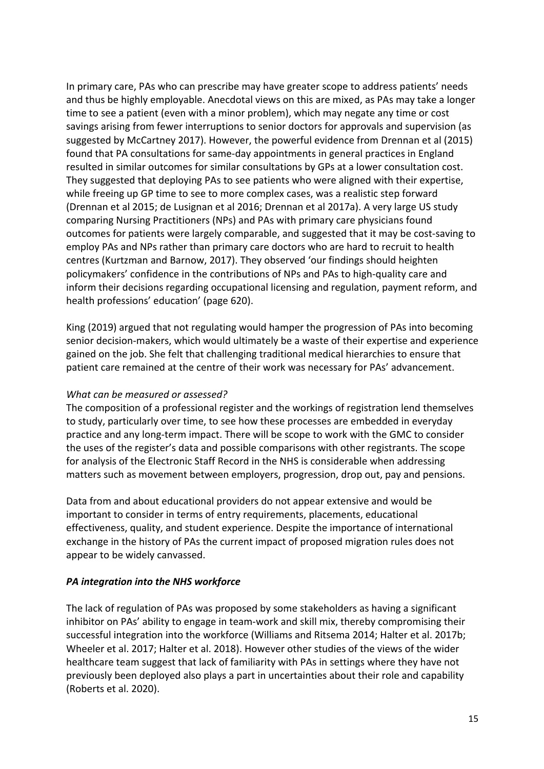In primary care, PAs who can prescribe may have greater scope to address patients' needs and thus be highly employable. Anecdotal views on this are mixed, as PAs may take a longer time to see a patient (even with a minor problem), which may negate any time or cost savings arising from fewer interruptions to senior doctors for approvals and supervision (as suggested by McCartney 2017). However, the powerful evidence from Drennan et al (2015) found that PA consultations for same-day appointments in general practices in England resulted in similar outcomes for similar consultations by GPs at a lower consultation cost. They suggested that deploying PAs to see patients who were aligned with their expertise, while freeing up GP time to see to more complex cases, was a realistic step forward (Drennan et al 2015; de Lusignan et al 2016; Drennan et al 2017a). A very large US study comparing Nursing Practitioners (NPs) and PAs with primary care physicians found outcomes for patients were largely comparable, and suggested that it may be cost-saving to employ PAs and NPs rather than primary care doctors who are hard to recruit to health centres (Kurtzman and Barnow, 2017). They observed 'our findings should heighten policymakers' confidence in the contributions of NPs and PAs to high-quality care and inform their decisions regarding occupational licensing and regulation, payment reform, and health professions' education' (page 620).

King (2019) argued that not regulating would hamper the progression of PAs into becoming senior decision-makers, which would ultimately be a waste of their expertise and experience gained on the job. She felt that challenging traditional medical hierarchies to ensure that patient care remained at the centre of their work was necessary for PAs' advancement.

*What can be measured or assessed?*

The composition of a professional register and the workings of registration lend themselves to study, particularly over time, to see how these processes are embedded in everyday practice and any long-term impact. There will be scope to work with the GMC to consider the uses of the register's data and possible comparisons with other registrants. The scope for analysis of the Electronic Staff Record in the NHS is considerable when addressing matters such as movement between employers, progression, drop out, pay and pensions.

Data from and about educational providers do not appear extensive and would be important to consider in terms of entry requirements, placements, educational effectiveness, quality, and student experience. Despite the importance of international exchange in the history of PAs the current impact of proposed migration rules does not appear to be widely canvassed.

### *PA integration into the NHS workforce*

The lack of regulation of PAs was proposed by some stakeholders as having a significant inhibitor on PAs' ability to engage in team-work and skill mix, thereby compromising their successful integration into the workforce (Williams and Ritsema 2014; Halter et al. 2017b; Wheeler et al. 2017; Halter et al. 2018). However other studies of the views of the wider healthcare team suggest that lack of familiarity with PAs in settings where they have not previously been deployed also plays a part in uncertainties about their role and capability (Roberts et al. 2020).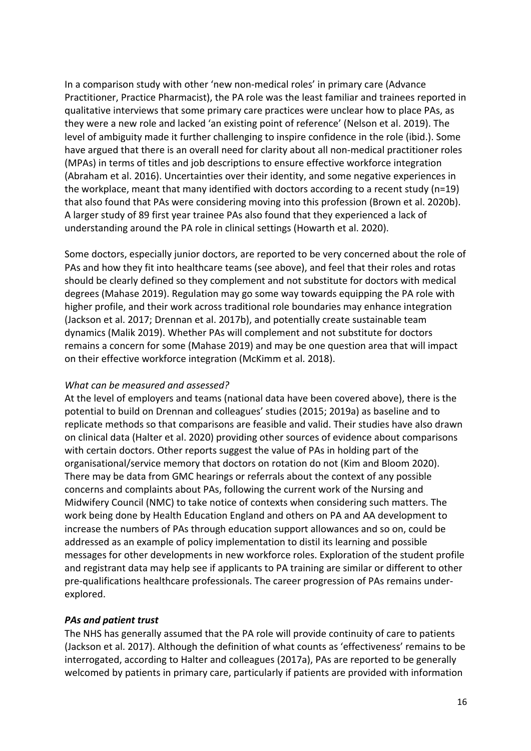In a comparison study with other 'new non-medical roles' in primary care (Advance Practitioner, Practice Pharmacist), the PA role was the least familiar and trainees reported in qualitative interviews that some primary care practices were unclear how to place PAs, as they were a new role and lacked 'an existing point of reference' (Nelson et al. 2019). The level of ambiguity made it further challenging to inspire confidence in the role (ibid.). Some have argued that there is an overall need for clarity about all non-medical practitioner roles (MPAs) in terms of titles and job descriptions to ensure effective workforce integration (Abraham et al. 2016). Uncertainties over their identity, and some negative experiences in the workplace, meant that many identified with doctors according to a recent study (n=19) that also found that PAs were considering moving into this profession (Brown et al. 2020b). A larger study of 89 first year trainee PAs also found that they experienced a lack of understanding around the PA role in clinical settings (Howarth et al. 2020).

Some doctors, especially junior doctors, are reported to be very concerned about the role of PAs and how they fit into healthcare teams (see above), and feel that their roles and rotas should be clearly defined so they complement and not substitute for doctors with medical degrees (Mahase 2019). Regulation may go some way towards equipping the PA role with higher profile, and their work across traditional role boundaries may enhance integration (Jackson et al. 2017; Drennan et al. 2017b), and potentially create sustainable team dynamics (Malik 2019). Whether PAs will complement and not substitute for doctors remains a concern for some (Mahase 2019) and may be one question area that will impact on their effective workforce integration (McKimm et al. 2018).

*What can be measured and assessed?*

At the level of employers and teams (national data have been covered above), there is the potential to build on Drennan and colleagues' studies (2015; 2019a) as baseline and to replicate methods so that comparisons are feasible and valid. Their studies have also drawn on clinical data (Halter et al. 2020) providing other sources of evidence about comparisons with certain doctors. Other reports suggest the value of PAs in holding part of the organisational/service memory that doctors on rotation do not (Kim and Bloom 2020). There may be data from GMC hearings or referrals about the context of any possible concerns and complaints about PAs, following the current work of the Nursing and Midwifery Council (NMC) to take notice of contexts when considering such matters. The work being done by Health Education England and others on PA and AA development to increase the numbers of PAs through education support allowances and so on, could be addressed as an example of policy implementation to distil its learning and possible messages for other developments in new workforce roles. Exploration of the student profile and registrant data may help see if applicants to PA training are similar or different to other pre-qualifications healthcare professionals. The career progression of PAs remains under-explored.

***PAs and patient trust***

The NHS has generally assumed that the PA role will provide continuity of care to patients (Jackson et al. 2017). Although the definition of what counts as 'effectiveness' remains to be interrogated, according to Halter and colleagues (2017a), PAs are reported to be generally welcomed by patients in primary care, particularly if patients are provided with information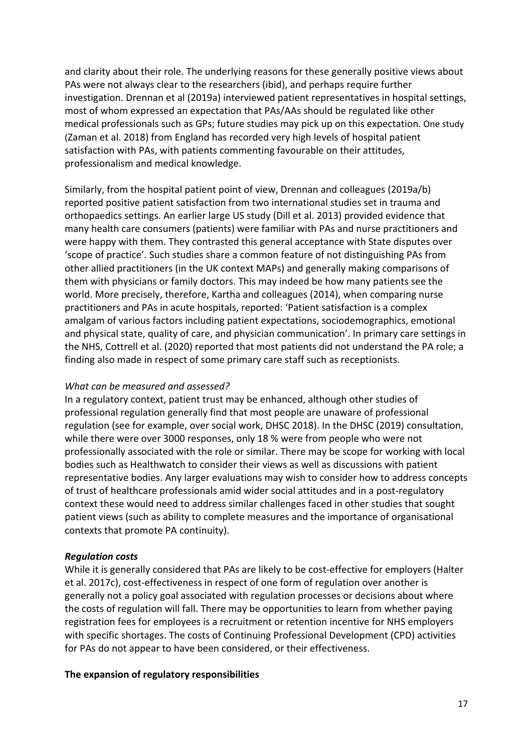and clarity about their role. The underlying reasons for these generally positive views about PAs were not always clear to the researchers (ibid), and perhaps require further investigation. Drennan et al (2019a) interviewed patient representatives in hospital settings, most of whom expressed an expectation that PAs/AAs should be regulated like other medical professionals such as GPs; future studies may pick up on this expectation. One study (Zaman et al. 2018) from England has recorded very high levels of hospital patient satisfaction with PAs, with patients commenting favourable on their attitudes, professionalism and medical knowledge.

Similarly, from the hospital patient point of view, Drennan and colleagues (2019a/b) reported positive patient satisfaction from two international studies set in trauma and orthopaedics settings. An earlier large US study (Dill et al. 2013) provided evidence that many health care consumers (patients) were familiar with PAs and nurse practitioners and were happy with them. They contrasted this general acceptance with State disputes over 'scope of practice'. Such studies share a common feature of not distinguishing PAs from other allied practitioners (in the UK context MAPs) and generally making comparisons of them with physicians or family doctors. This may indeed be how many patients see the world. More precisely, therefore, Kartha and colleagues (2014), when comparing nurse practitioners and PAs in acute hospitals, reported: 'Patient satisfaction is a complex amalgam of various factors including patient expectations, sociodemographics, emotional and physical state, quality of care, and physician communication'. In primary care settings in the NHS, Cottrell et al. (2020) reported that most patients did not understand the PA role; a finding also made in respect of some primary care staff such as receptionists.

*What can be measured and assessed?*

In a regulatory context, patient trust may be enhanced, although other studies of professional regulation generally find that most people are unaware of professional regulation (see for example, over social work, DHSC 2018). In the DHSC (2019) consultation, while there were over 3000 responses, only 18 % were from people who were not professionally associated with the role or similar. There may be scope for working with local bodies such as Healthwatch to consider their views as well as discussions with patient representative bodies. Any larger evaluations may wish to consider how to address concepts of trust of healthcare professionals amid wider social attitudes and in a post-regulatory context these would need to address similar challenges faced in other studies that sought patient views (such as ability to complete measures and the importance of organisational contexts that promote PA continuity).

***Regulation costs***

While it is generally considered that PAs are likely to be cost-effective for employers (Halter et al. 2017c), cost-effectiveness in respect of one form of regulation over another is generally not a policy goal associated with regulation processes or decisions about where the costs of regulation will fall. There may be opportunities to learn from whether paying registration fees for employees is a recruitment or retention incentive for NHS employers with specific shortages. The costs of Continuing Professional Development (CPD) activities for PAs do not appear to have been considered, or their effectiveness.

**The expansion of regulatory responsibilities**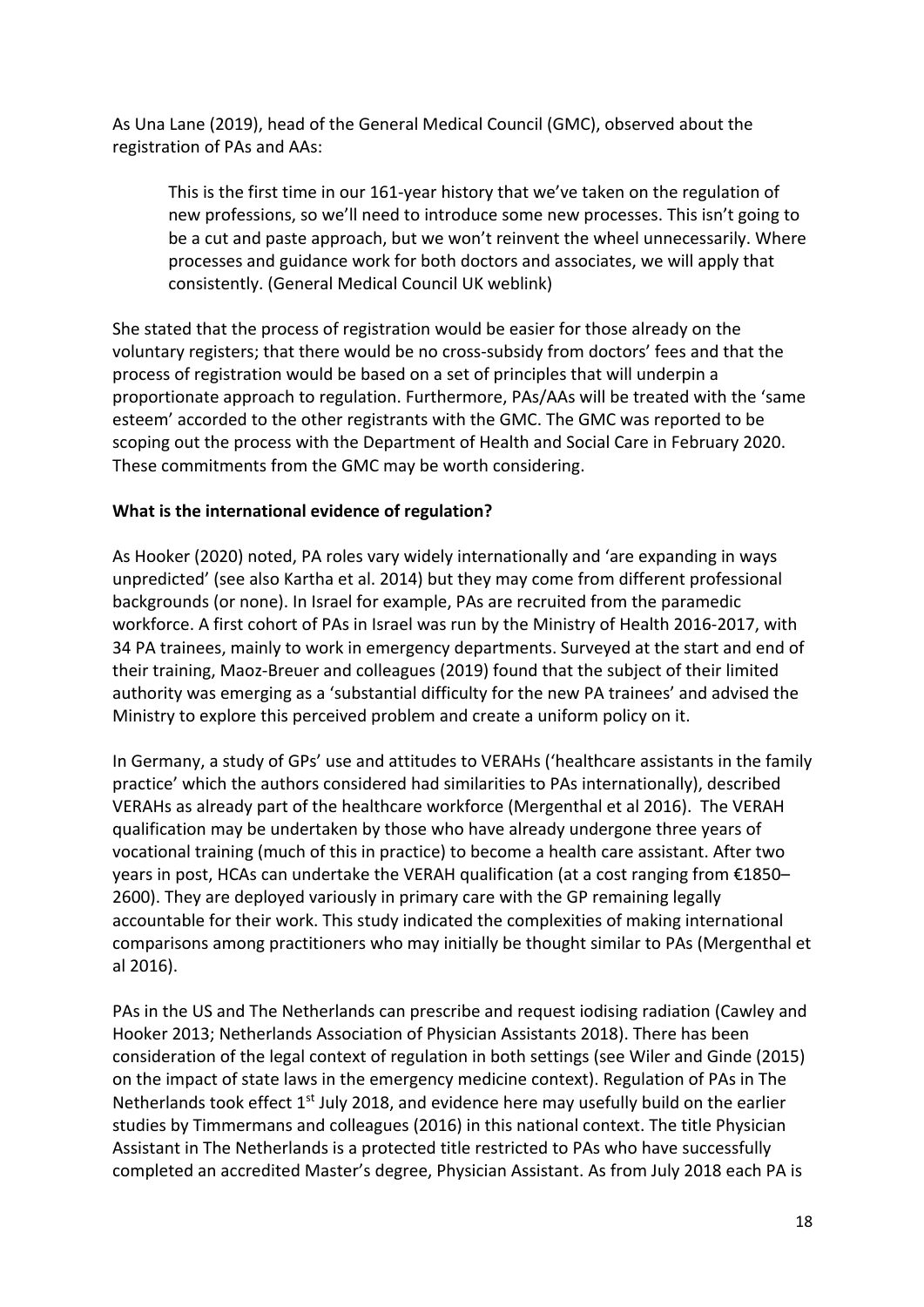As Una Lane (2019), head of the General Medical Council (GMC), observed about the registration of PAs and AAs:

> This is the first time in our 161-year history that we've taken on the regulation of new professions, so we'll need to introduce some new processes. This isn't going to be a cut and paste approach, but we won't reinvent the wheel unnecessarily. Where processes and guidance work for both doctors and associates, we will apply that consistently. (General Medical Council UK weblink)

She stated that the process of registration would be easier for those already on the voluntary registers; that there would be no cross-subsidy from doctors' fees and that the process of registration would be based on a set of principles that will underpin a proportionate approach to regulation. Furthermore, PAs/AAs will be treated with the 'same esteem' accorded to the other registrants with the GMC. The GMC was reported to be scoping out the process with the Department of Health and Social Care in February 2020. These commitments from the GMC may be worth considering.

**What is the international evidence of regulation?**

As Hooker (2020) noted, PA roles vary widely internationally and 'are expanding in ways unpredicted' (see also Kartha et al. 2014) but they may come from different professional backgrounds (or none). In Israel for example, PAs are recruited from the paramedic workforce. A first cohort of PAs in Israel was run by the Ministry of Health 2016-2017, with 34 PA trainees, mainly to work in emergency departments. Surveyed at the start and end of their training, Maoz-Breuer and colleagues (2019) found that the subject of their limited authority was emerging as a 'substantial difficulty for the new PA trainees' and advised the Ministry to explore this perceived problem and create a uniform policy on it.

In Germany, a study of GPs' use and attitudes to VERAHs ('healthcare assistants in the family practice' which the authors considered had similarities to PAs internationally), described VERAHs as already part of the healthcare workforce (Mergenthal et al 2016). The VERAH qualification may be undertaken by those who have already undergone three years of vocational training (much of this in practice) to become a health care assistant. After two years in post, HCAs can undertake the VERAH qualification (at a cost ranging from €1850–2600). They are deployed variously in primary care with the GP remaining legally accountable for their work. This study indicated the complexities of making international comparisons among practitioners who may initially be thought similar to PAs (Mergenthal et al 2016).

PAs in the US and The Netherlands can prescribe and request iodising radiation (Cawley and Hooker 2013; Netherlands Association of Physician Assistants 2018). There has been consideration of the legal context of regulation in both settings (see Wiler and Ginde (2015) on the impact of state laws in the emergency medicine context). Regulation of PAs in The Netherlands took effect 1st July 2018, and evidence here may usefully build on the earlier studies by Timmermans and colleagues (2016) in this national context. The title Physician Assistant in The Netherlands is a protected title restricted to PAs who have successfully completed an accredited Master's degree, Physician Assistant. As from July 2018 each PA is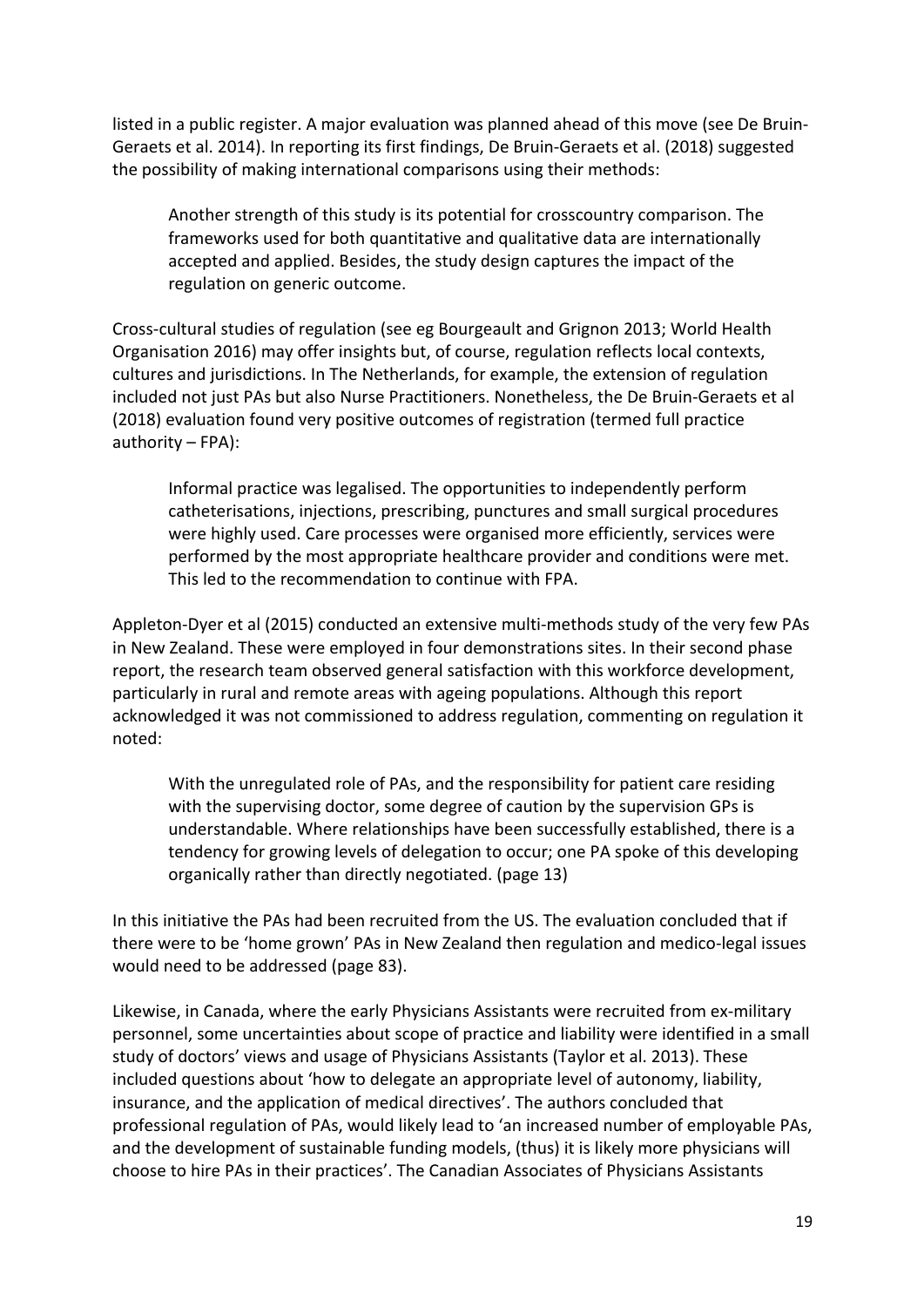listed in a public register. A major evaluation was planned ahead of this move (see De Bruin-Geraets et al. 2014). In reporting its first findings, De Bruin-Geraets et al. (2018) suggested the possibility of making international comparisons using their methods:

> Another strength of this study is its potential for crosscountry comparison. The frameworks used for both quantitative and qualitative data are internationally accepted and applied. Besides, the study design captures the impact of the regulation on generic outcome.

Cross-cultural studies of regulation (see eg Bourgeault and Grignon 2013; World Health Organisation 2016) may offer insights but, of course, regulation reflects local contexts, cultures and jurisdictions. In The Netherlands, for example, the extension of regulation included not just PAs but also Nurse Practitioners. Nonetheless, the De Bruin-Geraets et al (2018) evaluation found very positive outcomes of registration (termed full practice authority – FPA):

> Informal practice was legalised. The opportunities to independently perform catheterisations, injections, prescribing, punctures and small surgical procedures were highly used. Care processes were organised more efficiently, services were performed by the most appropriate healthcare provider and conditions were met. This led to the recommendation to continue with FPA.

Appleton-Dyer et al (2015) conducted an extensive multi-methods study of the very few PAs in New Zealand. These were employed in four demonstrations sites. In their second phase report, the research team observed general satisfaction with this workforce development, particularly in rural and remote areas with ageing populations. Although this report acknowledged it was not commissioned to address regulation, commenting on regulation it noted:

> With the unregulated role of PAs, and the responsibility for patient care residing with the supervising doctor, some degree of caution by the supervision GPs is understandable. Where relationships have been successfully established, there is a tendency for growing levels of delegation to occur; one PA spoke of this developing organically rather than directly negotiated. (page 13)

In this initiative the PAs had been recruited from the US. The evaluation concluded that if there were to be 'home grown' PAs in New Zealand then regulation and medico-legal issues would need to be addressed (page 83).

Likewise, in Canada, where the early Physicians Assistants were recruited from ex-military personnel, some uncertainties about scope of practice and liability were identified in a small study of doctors' views and usage of Physicians Assistants (Taylor et al. 2013). These included questions about 'how to delegate an appropriate level of autonomy, liability, insurance, and the application of medical directives'. The authors concluded that professional regulation of PAs, would likely lead to 'an increased number of employable PAs, and the development of sustainable funding models, (thus) it is likely more physicians will choose to hire PAs in their practices'. The Canadian Associates of Physicians Assistants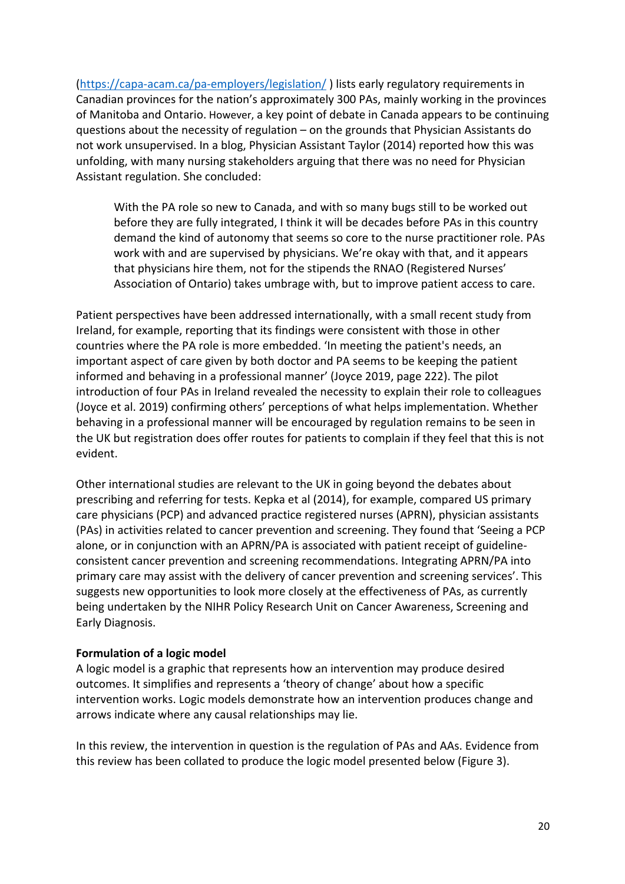(https://capa-acam.ca/pa-employers/legislation/ ) lists early regulatory requirements in Canadian provinces for the nation's approximately 300 PAs, mainly working in the provinces of Manitoba and Ontario. However, a key point of debate in Canada appears to be continuing questions about the necessity of regulation – on the grounds that Physician Assistants do not work unsupervised. In a blog, Physician Assistant Taylor (2014) reported how this was unfolding, with many nursing stakeholders arguing that there was no need for Physician Assistant regulation. She concluded:

> With the PA role so new to Canada, and with so many bugs still to be worked out before they are fully integrated, I think it will be decades before PAs in this country demand the kind of autonomy that seems so core to the nurse practitioner role. PAs work with and are supervised by physicians. We're okay with that, and it appears that physicians hire them, not for the stipends the RNAO (Registered Nurses' Association of Ontario) takes umbrage with, but to improve patient access to care.

Patient perspectives have been addressed internationally, with a small recent study from Ireland, for example, reporting that its findings were consistent with those in other countries where the PA role is more embedded. 'In meeting the patient's needs, an important aspect of care given by both doctor and PA seems to be keeping the patient informed and behaving in a professional manner' (Joyce 2019, page 222). The pilot introduction of four PAs in Ireland revealed the necessity to explain their role to colleagues (Joyce et al. 2019) confirming others' perceptions of what helps implementation. Whether behaving in a professional manner will be encouraged by regulation remains to be seen in the UK but registration does offer routes for patients to complain if they feel that this is not evident.

Other international studies are relevant to the UK in going beyond the debates about prescribing and referring for tests. Kepka et al (2014), for example, compared US primary care physicians (PCP) and advanced practice registered nurses (APRN), physician assistants (PAs) in activities related to cancer prevention and screening. They found that 'Seeing a PCP alone, or in conjunction with an APRN/PA is associated with patient receipt of guideline-consistent cancer prevention and screening recommendations. Integrating APRN/PA into primary care may assist with the delivery of cancer prevention and screening services'. This suggests new opportunities to look more closely at the effectiveness of PAs, as currently being undertaken by the NIHR Policy Research Unit on Cancer Awareness, Screening and Early Diagnosis.

**Formulation of a logic model**

A logic model is a graphic that represents how an intervention may produce desired outcomes. It simplifies and represents a 'theory of change' about how a specific intervention works. Logic models demonstrate how an intervention produces change and arrows indicate where any causal relationships may lie.

In this review, the intervention in question is the regulation of PAs and AAs. Evidence from this review has been collated to produce the logic model presented below (Figure 3).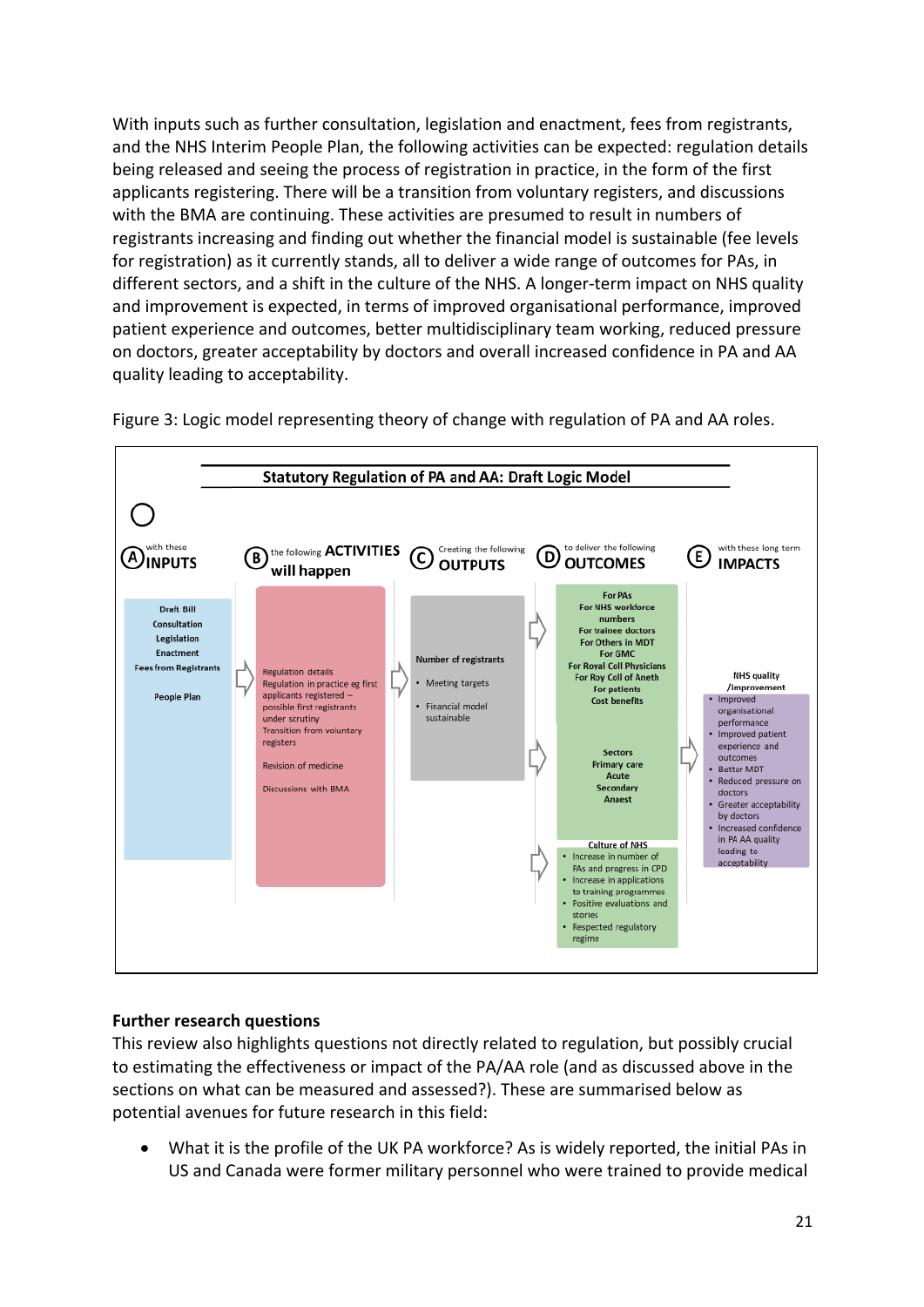With inputs such as further consultation, legislation and enactment, fees from registrants, and the NHS Interim People Plan, the following activities can be expected: regulation details being released and seeing the process of registration in practice, in the form of the first applicants registering. There will be a transition from voluntary registers, and discussions with the BMA are continuing. These activities are presumed to result in numbers of registrants increasing and finding out whether the financial model is sustainable (fee levels for registration) as it currently stands, all to deliver a wide range of outcomes for PAs, in different sectors, and a shift in the culture of the NHS. A longer-term impact on NHS quality and improvement is expected, in terms of improved organisational performance, improved patient experience and outcomes, better multidisciplinary team working, reduced pressure on doctors, greater acceptability by doctors and overall increased confidence in PA and AA quality leading to acceptability.

Figure 3: Logic model representing theory of change with regulation of PA and AA roles.

**Statutory Regulation of PA and AA: Draft Logic Model**

| (A) with these INPUTS | (B) the following ACTIVITIES will happen | (C) Creating the following OUTPUTS | (D) to deliver the following OUTCOMES | (E) with these long term IMPACTS |
|---|---|---|---|---|
| Draft Bill<br>Consultation<br>Legislation<br>Enactment<br>Fees from Registrants<br><br>People Plan | Regulation details<br>Regulation in practice eg first applicants registered – possible first registrants under scrutiny<br>Transition from voluntary registers<br><br>Revision of medicine<br><br>Discussions with BMA | Number of registrants<br>• Meeting targets<br>• Financial model sustainable | For PAs<br>For NHS workforce numbers<br>For trainee doctors<br>For Others in MDT<br>For GMC<br>For Royal Coll Physicians<br>For Roy Coll of Aneth<br>For patients<br>Cost benefits<br><br>Sectors<br>Primary care<br>Acute<br>Secondary<br>Anaest<br><br>Culture of NHS<br>• Increase in number of PAs and progress in CPD<br>• Increase in applications to training programmes<br>• Positive evaluations and stories<br>• Respected regulatory regime | NHS quality /improvement<br>• Improved organisational performance<br>• Improved patient experience and outcomes<br>• Better MDT<br>• Reduced pressure on doctors<br>• Greater acceptability by doctors<br>• Increased confidence in PA AA quality leading to acceptability |

### Further research questions

This review also highlights questions not directly related to regulation, but possibly crucial to estimating the effectiveness or impact of the PA/AA role (and as discussed above in the sections on what can be measured and assessed?). These are summarised below as potential avenues for future research in this field:

- What it is the profile of the UK PA workforce? As is widely reported, the initial PAs in US and Canada were former military personnel who were trained to provide medical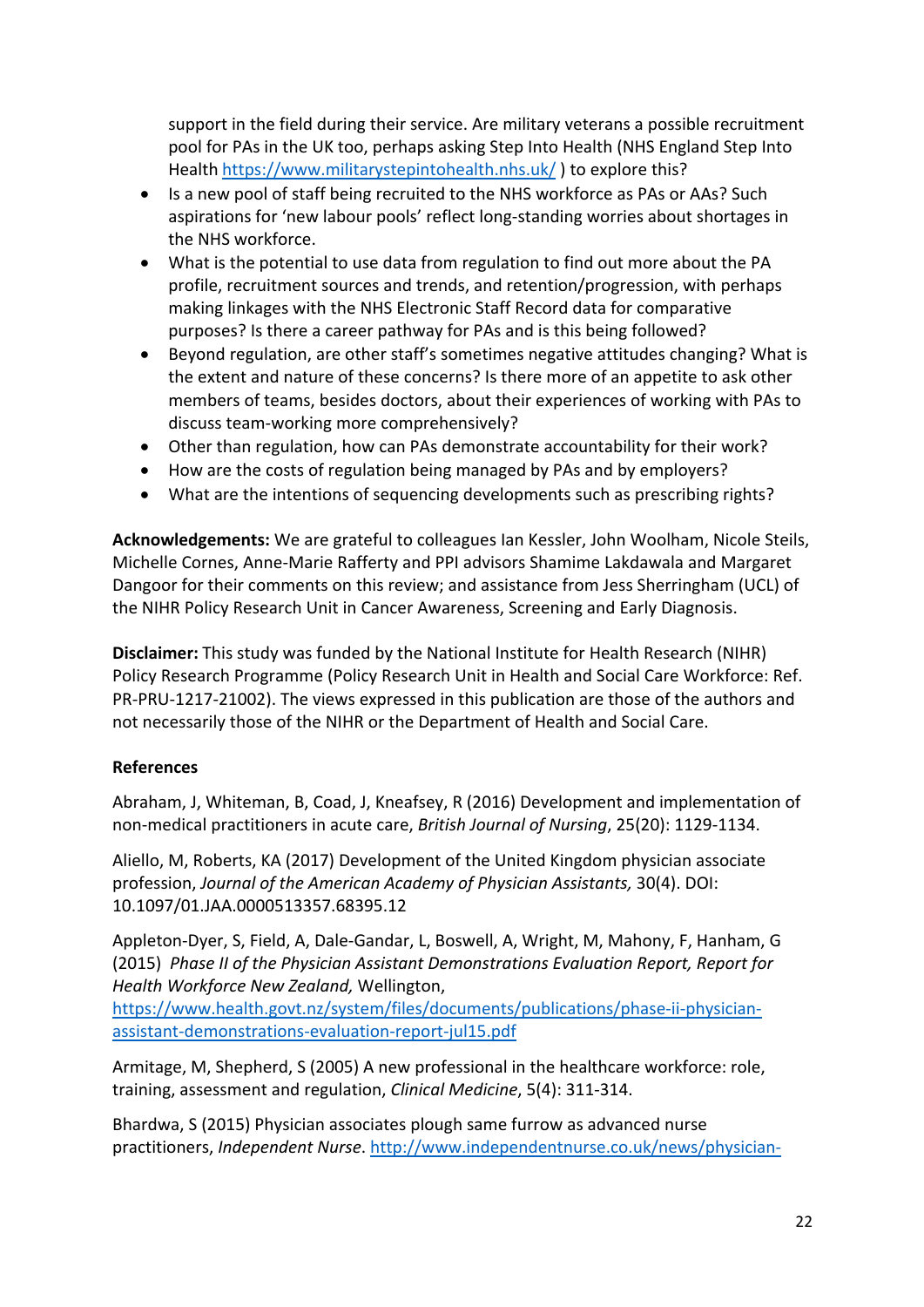support in the field during their service. Are military veterans a possible recruitment pool for PAs in the UK too, perhaps asking Step Into Health (NHS England Step Into Health https://www.militarystepintohealth.nhs.uk/ ) to explore this?

- Is a new pool of staff being recruited to the NHS workforce as PAs or AAs? Such aspirations for 'new labour pools' reflect long-standing worries about shortages in the NHS workforce.
- What is the potential to use data from regulation to find out more about the PA profile, recruitment sources and trends, and retention/progression, with perhaps making linkages with the NHS Electronic Staff Record data for comparative purposes? Is there a career pathway for PAs and is this being followed?
- Beyond regulation, are other staff's sometimes negative attitudes changing? What is the extent and nature of these concerns? Is there more of an appetite to ask other members of teams, besides doctors, about their experiences of working with PAs to discuss team-working more comprehensively?
- Other than regulation, how can PAs demonstrate accountability for their work?
- How are the costs of regulation being managed by PAs and by employers?
- What are the intentions of sequencing developments such as prescribing rights?

**Acknowledgements:** We are grateful to colleagues Ian Kessler, John Woolham, Nicole Steils, Michelle Cornes, Anne-Marie Rafferty and PPI advisors Shamime Lakdawala and Margaret Dangoor for their comments on this review; and assistance from Jess Sherringham (UCL) of the NIHR Policy Research Unit in Cancer Awareness, Screening and Early Diagnosis.

**Disclaimer:** This study was funded by the National Institute for Health Research (NIHR) Policy Research Programme (Policy Research Unit in Health and Social Care Workforce: Ref. PR-PRU-1217-21002). The views expressed in this publication are those of the authors and not necessarily those of the NIHR or the Department of Health and Social Care.

**References**

Abraham, J, Whiteman, B, Coad, J, Kneafsey, R (2016) Development and implementation of non-medical practitioners in acute care, *British Journal of Nursing*, 25(20): 1129-1134.

Aliello, M, Roberts, KA (2017) Development of the United Kingdom physician associate profession, *Journal of the American Academy of Physician Assistants,* 30(4). DOI: 10.1097/01.JAA.0000513357.68395.12

Appleton-Dyer, S, Field, A, Dale-Gandar, L, Boswell, A, Wright, M, Mahony, F, Hanham, G (2015) *Phase II of the Physician Assistant Demonstrations Evaluation Report, Report for Health Workforce New Zealand,* Wellington, https://www.health.govt.nz/system/files/documents/publications/phase-ii-physician-assistant-demonstrations-evaluation-report-jul15.pdf

Armitage, M, Shepherd, S (2005) A new professional in the healthcare workforce: role, training, assessment and regulation, *Clinical Medicine*, 5(4): 311-314.

Bhardwa, S (2015) Physician associates plough same furrow as advanced nurse practitioners, *Independent Nurse*. http://www.independentnurse.co.uk/news/physician-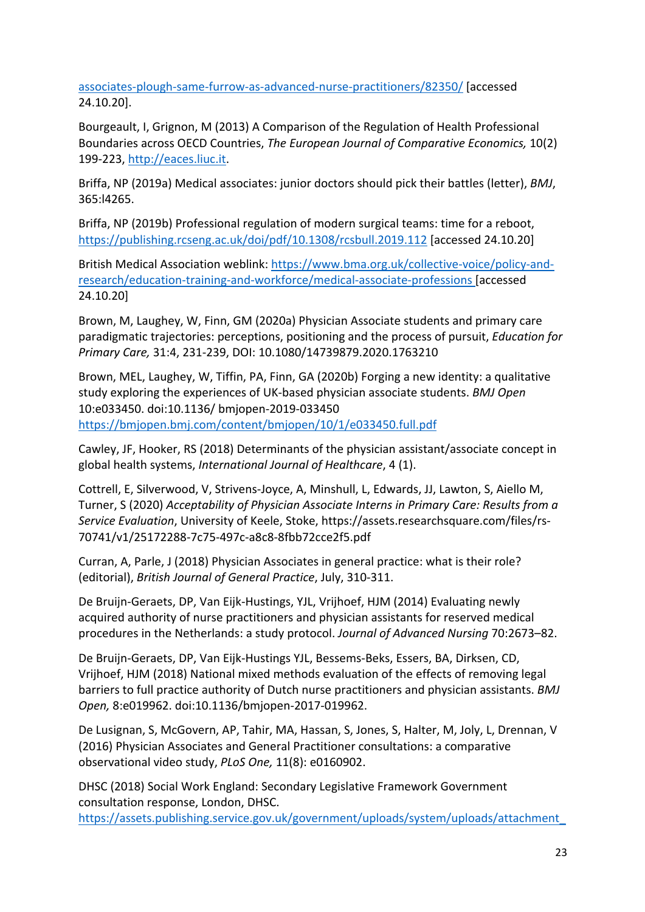associates-plough-same-furrow-as-advanced-nurse-practitioners/82350/ [accessed 24.10.20].

Bourgeault, I, Grignon, M (2013) A Comparison of the Regulation of Health Professional Boundaries across OECD Countries, *The European Journal of Comparative Economics,* 10(2) 199-223, http://eaces.liuc.it.

Briffa, NP (2019a) Medical associates: junior doctors should pick their battles (letter), *BMJ*, 365:l4265.

Briffa, NP (2019b) Professional regulation of modern surgical teams: time for a reboot, https://publishing.rcseng.ac.uk/doi/pdf/10.1308/rcsbull.2019.112 [accessed 24.10.20]

British Medical Association weblink: https://www.bma.org.uk/collective-voice/policy-and-research/education-training-and-workforce/medical-associate-professions [accessed 24.10.20]

Brown, M, Laughey, W, Finn, GM (2020a) Physician Associate students and primary care paradigmatic trajectories: perceptions, positioning and the process of pursuit, *Education for Primary Care,* 31:4, 231-239, DOI: 10.1080/14739879.2020.1763210

Brown, MEL, Laughey, W, Tiffin, PA, Finn, GA (2020b) Forging a new identity: a qualitative study exploring the experiences of UK-based physician associate students. *BMJ Open* 10:e033450. doi:10.1136/ bmjopen-2019-033450 https://bmjopen.bmj.com/content/bmjopen/10/1/e033450.full.pdf

Cawley, JF, Hooker, RS (2018) Determinants of the physician assistant/associate concept in global health systems, *International Journal of Healthcare*, 4 (1).

Cottrell, E, Silverwood, V, Strivens-Joyce, A, Minshull, L, Edwards, JJ, Lawton, S, Aiello M, Turner, S (2020) *Acceptability of Physician Associate Interns in Primary Care: Results from a Service Evaluation*, University of Keele, Stoke, https://assets.researchsquare.com/files/rs-70741/v1/25172288-7c75-497c-a8c8-8fbb72cce2f5.pdf

Curran, A, Parle, J (2018) Physician Associates in general practice: what is their role? (editorial), *British Journal of General Practice*, July, 310-311.

De Bruijn-Geraets, DP, Van Eijk-Hustings, YJL, Vrijhoef, HJM (2014) Evaluating newly acquired authority of nurse practitioners and physician assistants for reserved medical procedures in the Netherlands: a study protocol. *Journal of Advanced Nursing* 70:2673–82.

De Bruijn-Geraets, DP, Van Eijk-Hustings YJL, Bessems-Beks, Essers, BA, Dirksen, CD, Vrijhoef, HJM (2018) National mixed methods evaluation of the effects of removing legal barriers to full practice authority of Dutch nurse practitioners and physician assistants. *BMJ Open,* 8:e019962. doi:10.1136/bmjopen-2017-019962.

De Lusignan, S, McGovern, AP, Tahir, MA, Hassan, S, Jones, S, Halter, M, Joly, L, Drennan, V (2016) Physician Associates and General Practitioner consultations: a comparative observational video study, *PLoS One,* 11(8): e0160902.

DHSC (2018) Social Work England: Secondary Legislative Framework Government consultation response, London, DHSC. https://assets.publishing.service.gov.uk/government/uploads/system/uploads/attachment_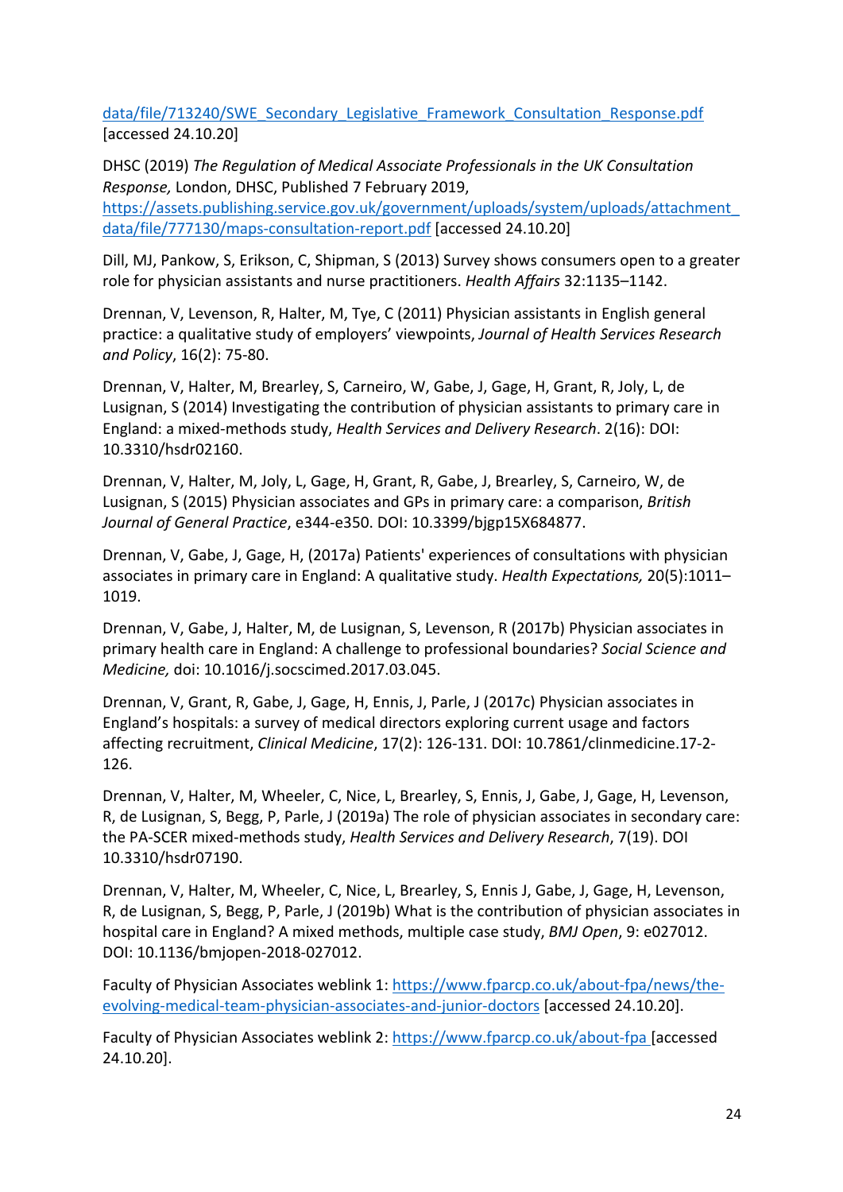data/file/713240/SWE_Secondary_Legislative_Framework_Consultation_Response.pdf [accessed 24.10.20]

DHSC (2019) *The Regulation of Medical Associate Professionals in the UK Consultation Response,* London, DHSC, Published 7 February 2019, https://assets.publishing.service.gov.uk/government/uploads/system/uploads/attachment_data/file/777130/maps-consultation-report.pdf [accessed 24.10.20]

Dill, MJ, Pankow, S, Erikson, C, Shipman, S (2013) Survey shows consumers open to a greater role for physician assistants and nurse practitioners. *Health Affairs* 32:1135–1142.

Drennan, V, Levenson, R, Halter, M, Tye, C (2011) Physician assistants in English general practice: a qualitative study of employers' viewpoints, *Journal of Health Services Research and Policy*, 16(2): 75-80.

Drennan, V, Halter, M, Brearley, S, Carneiro, W, Gabe, J, Gage, H, Grant, R, Joly, L, de Lusignan, S (2014) Investigating the contribution of physician assistants to primary care in England: a mixed-methods study, *Health Services and Delivery Research*. 2(16): DOI: 10.3310/hsdr02160.

Drennan, V, Halter, M, Joly, L, Gage, H, Grant, R, Gabe, J, Brearley, S, Carneiro, W, de Lusignan, S (2015) Physician associates and GPs in primary care: a comparison, *British Journal of General Practice*, e344-e350. DOI: 10.3399/bjgp15X684877.

Drennan, V, Gabe, J, Gage, H, (2017a) Patients' experiences of consultations with physician associates in primary care in England: A qualitative study. *Health Expectations,* 20(5):1011–1019.

Drennan, V, Gabe, J, Halter, M, de Lusignan, S, Levenson, R (2017b) Physician associates in primary health care in England: A challenge to professional boundaries? *Social Science and Medicine,* doi: 10.1016/j.socscimed.2017.03.045.

Drennan, V, Grant, R, Gabe, J, Gage, H, Ennis, J, Parle, J (2017c) Physician associates in England's hospitals: a survey of medical directors exploring current usage and factors affecting recruitment, *Clinical Medicine*, 17(2): 126-131. DOI: 10.7861/clinmedicine.17-2-126.

Drennan, V, Halter, M, Wheeler, C, Nice, L, Brearley, S, Ennis, J, Gabe, J, Gage, H, Levenson, R, de Lusignan, S, Begg, P, Parle, J (2019a) The role of physician associates in secondary care: the PA-SCER mixed-methods study, *Health Services and Delivery Research*, 7(19). DOI 10.3310/hsdr07190.

Drennan, V, Halter, M, Wheeler, C, Nice, L, Brearley, S, Ennis J, Gabe, J, Gage, H, Levenson, R, de Lusignan, S, Begg, P, Parle, J (2019b) What is the contribution of physician associates in hospital care in England? A mixed methods, multiple case study, *BMJ Open*, 9: e027012. DOI: 10.1136/bmjopen-2018-027012.

Faculty of Physician Associates weblink 1: https://www.fparcp.co.uk/about-fpa/news/the-evolving-medical-team-physician-associates-and-junior-doctors [accessed 24.10.20].

Faculty of Physician Associates weblink 2: https://www.fparcp.co.uk/about-fpa [accessed 24.10.20].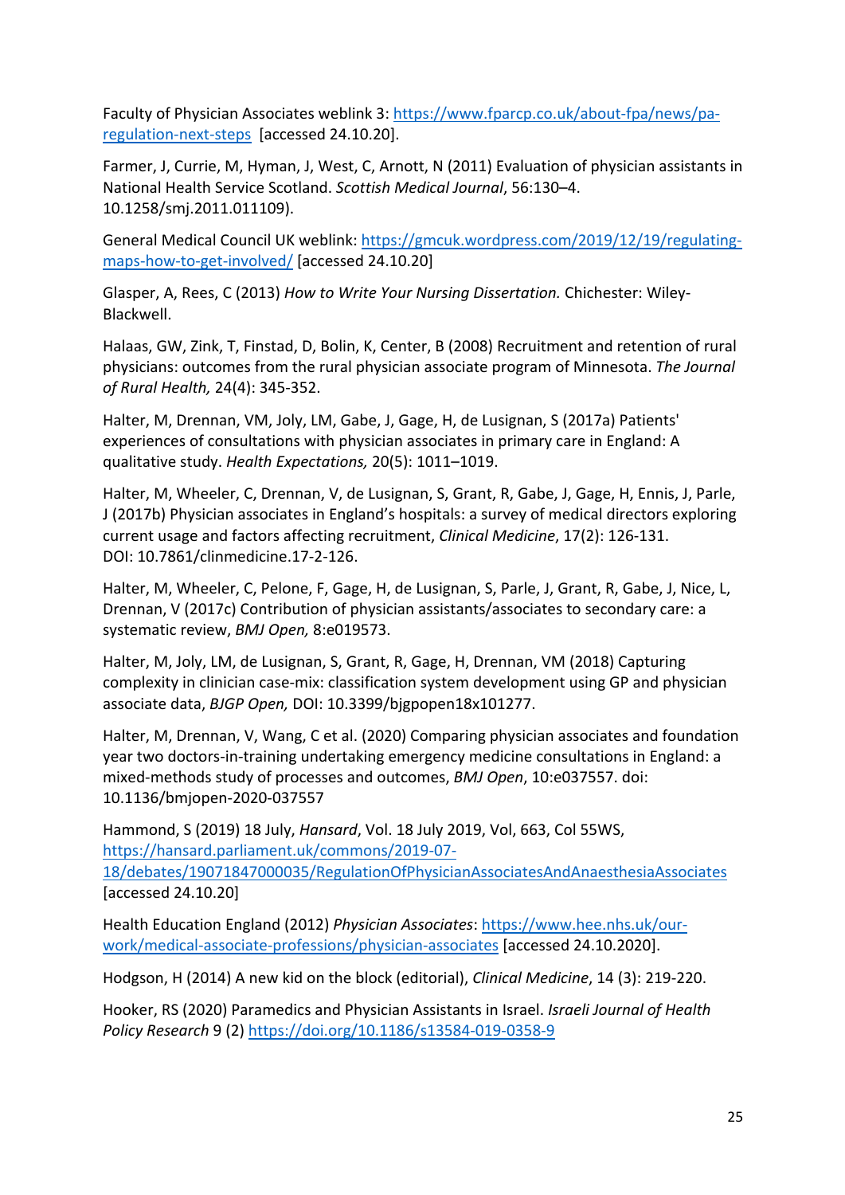Faculty of Physician Associates weblink 3: https://www.fparcp.co.uk/about-fpa/news/pa-regulation-next-steps [accessed 24.10.20].

Farmer, J, Currie, M, Hyman, J, West, C, Arnott, N (2011) Evaluation of physician assistants in National Health Service Scotland. *Scottish Medical Journal*, 56:130–4. 10.1258/smj.2011.011109).

General Medical Council UK weblink: https://gmcuk.wordpress.com/2019/12/19/regulating-maps-how-to-get-involved/ [accessed 24.10.20]

Glasper, A, Rees, C (2013) *How to Write Your Nursing Dissertation.* Chichester: Wiley-Blackwell.

Halaas, GW, Zink, T, Finstad, D, Bolin, K, Center, B (2008) Recruitment and retention of rural physicians: outcomes from the rural physician associate program of Minnesota. *The Journal of Rural Health,* 24(4): 345-352.

Halter, M, Drennan, VM, Joly, LM, Gabe, J, Gage, H, de Lusignan, S (2017a) Patients' experiences of consultations with physician associates in primary care in England: A qualitative study. *Health Expectations,* 20(5): 1011–1019.

Halter, M, Wheeler, C, Drennan, V, de Lusignan, S, Grant, R, Gabe, J, Gage, H, Ennis, J, Parle, J (2017b) Physician associates in England's hospitals: a survey of medical directors exploring current usage and factors affecting recruitment, *Clinical Medicine*, 17(2): 126-131. DOI: 10.7861/clinmedicine.17-2-126.

Halter, M, Wheeler, C, Pelone, F, Gage, H, de Lusignan, S, Parle, J, Grant, R, Gabe, J, Nice, L, Drennan, V (2017c) Contribution of physician assistants/associates to secondary care: a systematic review, *BMJ Open,* 8:e019573.

Halter, M, Joly, LM, de Lusignan, S, Grant, R, Gage, H, Drennan, VM (2018) Capturing complexity in clinician case-mix: classification system development using GP and physician associate data, *BJGP Open,* DOI: 10.3399/bjgpopen18x101277.

Halter, M, Drennan, V, Wang, C et al. (2020) Comparing physician associates and foundation year two doctors-in-training undertaking emergency medicine consultations in England: a mixed-methods study of processes and outcomes, *BMJ Open*, 10:e037557. doi: 10.1136/bmjopen-2020-037557

Hammond, S (2019) 18 July, *Hansard*, Vol. 18 July 2019, Vol, 663, Col 55WS, https://hansard.parliament.uk/commons/2019-07-18/debates/19071847000035/RegulationOfPhysicianAssociatesAndAnaesthesiaAssociates [accessed 24.10.20]

Health Education England (2012) *Physician Associates*: https://www.hee.nhs.uk/our-work/medical-associate-professions/physician-associates [accessed 24.10.2020].

Hodgson, H (2014) A new kid on the block (editorial), *Clinical Medicine*, 14 (3): 219-220.

Hooker, RS (2020) Paramedics and Physician Assistants in Israel. *Israeli Journal of Health Policy Research* 9 (2) https://doi.org/10.1186/s13584-019-0358-9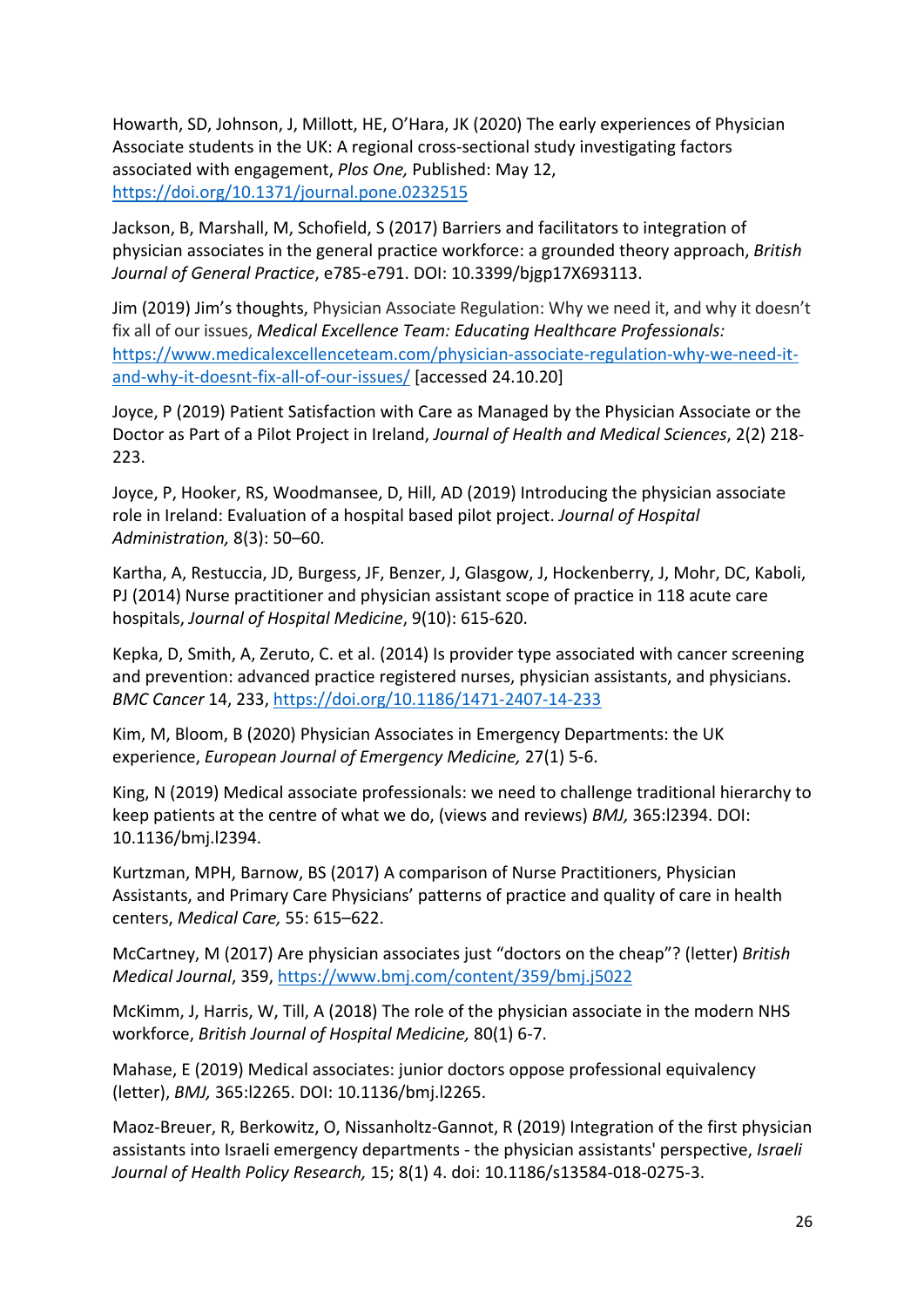Howarth, SD, Johnson, J, Millott, HE, O'Hara, JK (2020) The early experiences of Physician Associate students in the UK: A regional cross-sectional study investigating factors associated with engagement, *Plos One,* Published: May 12, https://doi.org/10.1371/journal.pone.0232515

Jackson, B, Marshall, M, Schofield, S (2017) Barriers and facilitators to integration of physician associates in the general practice workforce: a grounded theory approach, *British Journal of General Practice*, e785-e791. DOI: 10.3399/bjgp17X693113.

Jim (2019) Jim's thoughts, Physician Associate Regulation: Why we need it, and why it doesn't fix all of our issues, *Medical Excellence Team: Educating Healthcare Professionals:* https://www.medicalexcellenceteam.com/physician-associate-regulation-why-we-need-it-and-why-it-doesnt-fix-all-of-our-issues/ [accessed 24.10.20]

Joyce, P (2019) Patient Satisfaction with Care as Managed by the Physician Associate or the Doctor as Part of a Pilot Project in Ireland, *Journal of Health and Medical Sciences*, 2(2) 218-223.

Joyce, P, Hooker, RS, Woodmansee, D, Hill, AD (2019) Introducing the physician associate role in Ireland: Evaluation of a hospital based pilot project. *Journal of Hospital Administration,* 8(3): 50–60.

Kartha, A, Restuccia, JD, Burgess, JF, Benzer, J, Glasgow, J, Hockenberry, J, Mohr, DC, Kaboli, PJ (2014) Nurse practitioner and physician assistant scope of practice in 118 acute care hospitals, *Journal of Hospital Medicine*, 9(10): 615-620.

Kepka, D, Smith, A, Zeruto, C. et al. (2014) Is provider type associated with cancer screening and prevention: advanced practice registered nurses, physician assistants, and physicians. *BMC Cancer* 14, 233, https://doi.org/10.1186/1471-2407-14-233

Kim, M, Bloom, B (2020) Physician Associates in Emergency Departments: the UK experience, *European Journal of Emergency Medicine,* 27(1) 5-6.

King, N (2019) Medical associate professionals: we need to challenge traditional hierarchy to keep patients at the centre of what we do, (views and reviews) *BMJ,* 365:l2394. DOI: 10.1136/bmj.l2394.

Kurtzman, MPH, Barnow, BS (2017) A comparison of Nurse Practitioners, Physician Assistants, and Primary Care Physicians' patterns of practice and quality of care in health centers, *Medical Care,* 55: 615–622.

McCartney, M (2017) Are physician associates just "doctors on the cheap"? (letter) *British Medical Journal*, 359, https://www.bmj.com/content/359/bmj.j5022

McKimm, J, Harris, W, Till, A (2018) The role of the physician associate in the modern NHS workforce, *British Journal of Hospital Medicine,* 80(1) 6-7.

Mahase, E (2019) Medical associates: junior doctors oppose professional equivalency (letter), *BMJ,* 365:l2265. DOI: 10.1136/bmj.l2265.

Maoz-Breuer, R, Berkowitz, O, Nissanholtz-Gannot, R (2019) Integration of the first physician assistants into Israeli emergency departments - the physician assistants' perspective, *Israeli Journal of Health Policy Research,* 15; 8(1) 4. doi: 10.1186/s13584-018-0275-3.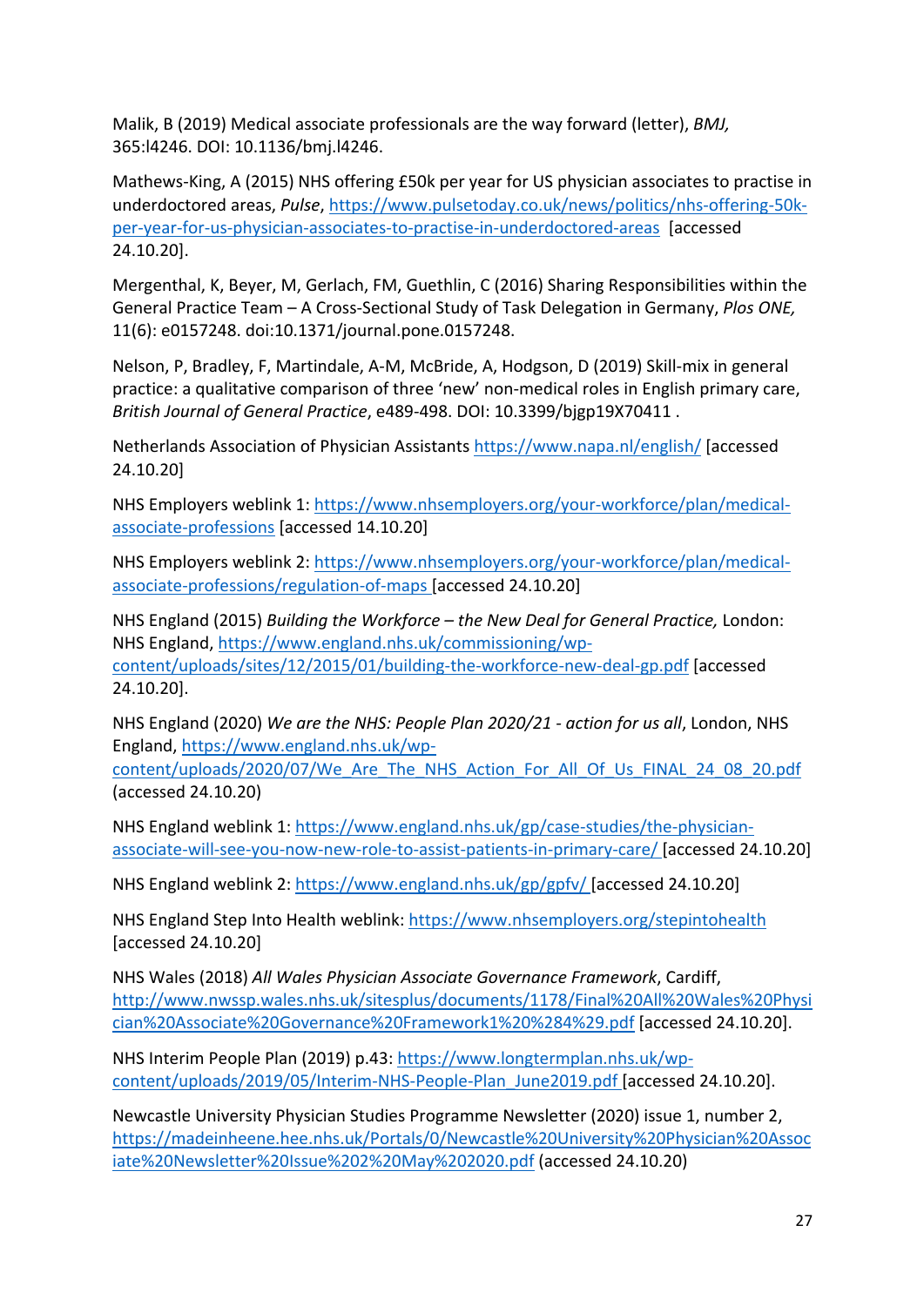Malik, B (2019) Medical associate professionals are the way forward (letter), *BMJ,* 365:l4246. DOI: 10.1136/bmj.l4246.

Mathews-King, A (2015) NHS offering £50k per year for US physician associates to practise in underdoctored areas, *Pulse*, https://www.pulsetoday.co.uk/news/politics/nhs-offering-50k-per-year-for-us-physician-associates-to-practise-in-underdoctored-areas [accessed 24.10.20].

Mergenthal, K, Beyer, M, Gerlach, FM, Guethlin, C (2016) Sharing Responsibilities within the General Practice Team – A Cross-Sectional Study of Task Delegation in Germany, *Plos ONE,* 11(6): e0157248. doi:10.1371/journal.pone.0157248.

Nelson, P, Bradley, F, Martindale, A-M, McBride, A, Hodgson, D (2019) Skill-mix in general practice: a qualitative comparison of three 'new' non-medical roles in English primary care, *British Journal of General Practice*, e489-498. DOI: 10.3399/bjgp19X70411 .

Netherlands Association of Physician Assistants https://www.napa.nl/english/ [accessed 24.10.20]

NHS Employers weblink 1: https://www.nhsemployers.org/your-workforce/plan/medical-associate-professions [accessed 14.10.20]

NHS Employers weblink 2: https://www.nhsemployers.org/your-workforce/plan/medical-associate-professions/regulation-of-maps [accessed 24.10.20]

NHS England (2015) *Building the Workforce – the New Deal for General Practice,* London: NHS England, https://www.england.nhs.uk/commissioning/wp-content/uploads/sites/12/2015/01/building-the-workforce-new-deal-gp.pdf [accessed 24.10.20].

NHS England (2020) *We are the NHS: People Plan 2020/21 - action for us all*, London, NHS England, https://www.england.nhs.uk/wp-content/uploads/2020/07/We_Are_The_NHS_Action_For_All_Of_Us_FINAL_24_08_20.pdf (accessed 24.10.20)

NHS England weblink 1: https://www.england.nhs.uk/gp/case-studies/the-physician-associate-will-see-you-now-new-role-to-assist-patients-in-primary-care/ [accessed 24.10.20]

NHS England weblink 2: https://www.england.nhs.uk/gp/gpfv/ [accessed 24.10.20]

NHS England Step Into Health weblink: https://www.nhsemployers.org/stepintohealth [accessed 24.10.20]

NHS Wales (2018) *All Wales Physician Associate Governance Framework*, Cardiff, http://www.nwssp.wales.nhs.uk/sitesplus/documents/1178/Final%20All%20Wales%20Physician%20Associate%20Governance%20Framework1%20%284%29.pdf [accessed 24.10.20].

NHS Interim People Plan (2019) p.43: https://www.longtermplan.nhs.uk/wp-content/uploads/2019/05/Interim-NHS-People-Plan_June2019.pdf [accessed 24.10.20].

Newcastle University Physician Studies Programme Newsletter (2020) issue 1, number 2, https://madeinheene.hee.nhs.uk/Portals/0/Newcastle%20University%20Physician%20Associate%20Newsletter%20Issue%202%20May%202020.pdf (accessed 24.10.20)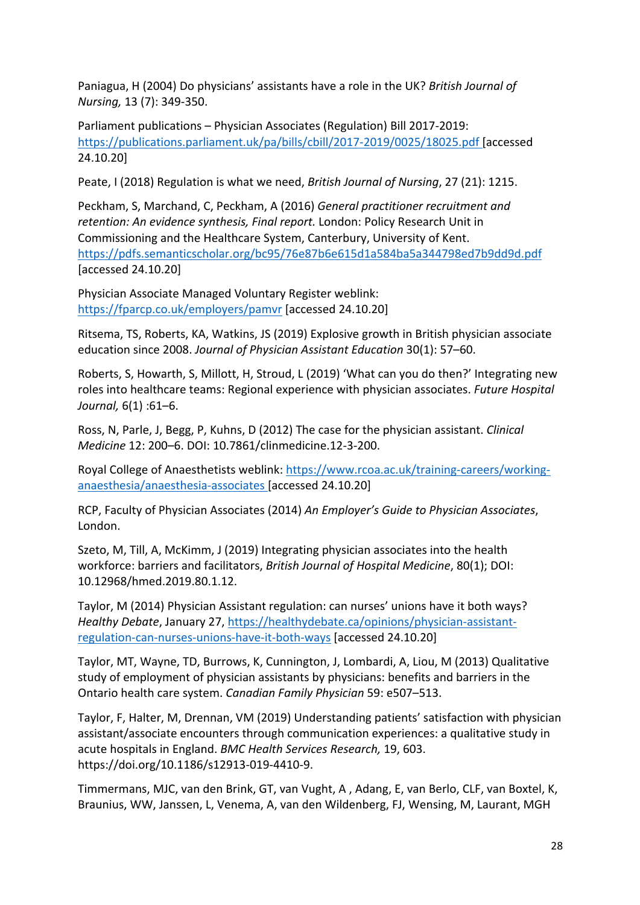Paniagua, H (2004) Do physicians' assistants have a role in the UK? *British Journal of Nursing,* 13 (7): 349-350.

Parliament publications – Physician Associates (Regulation) Bill 2017-2019: https://publications.parliament.uk/pa/bills/cbill/2017-2019/0025/18025.pdf [accessed 24.10.20]

Peate, I (2018) Regulation is what we need, *British Journal of Nursing*, 27 (21): 1215.

Peckham, S, Marchand, C, Peckham, A (2016) *General practitioner recruitment and retention: An evidence synthesis, Final report.* London: Policy Research Unit in Commissioning and the Healthcare System, Canterbury, University of Kent. https://pdfs.semanticscholar.org/bc95/76e87b6e615d1a584ba5a344798ed7b9dd9d.pdf [accessed 24.10.20]

Physician Associate Managed Voluntary Register weblink: https://fparcp.co.uk/employers/pamvr [accessed 24.10.20]

Ritsema, TS, Roberts, KA, Watkins, JS (2019) Explosive growth in British physician associate education since 2008. *Journal of Physician Assistant Education* 30(1): 57–60.

Roberts, S, Howarth, S, Millott, H, Stroud, L (2019) 'What can you do then?' Integrating new roles into healthcare teams: Regional experience with physician associates. *Future Hospital Journal,* 6(1) :61–6.

Ross, N, Parle, J, Begg, P, Kuhns, D (2012) The case for the physician assistant. *Clinical Medicine* 12: 200–6. DOI: 10.7861/clinmedicine.12-3-200.

Royal College of Anaesthetists weblink: https://www.rcoa.ac.uk/training-careers/working-anaesthesia/anaesthesia-associates [accessed 24.10.20]

RCP, Faculty of Physician Associates (2014) *An Employer's Guide to Physician Associates*, London.

Szeto, M, Till, A, McKimm, J (2019) Integrating physician associates into the health workforce: barriers and facilitators, *British Journal of Hospital Medicine*, 80(1); DOI: 10.12968/hmed.2019.80.1.12.

Taylor, M (2014) Physician Assistant regulation: can nurses' unions have it both ways? *Healthy Debate*, January 27, https://healthydebate.ca/opinions/physician-assistant-regulation-can-nurses-unions-have-it-both-ways [accessed 24.10.20]

Taylor, MT, Wayne, TD, Burrows, K, Cunnington, J, Lombardi, A, Liou, M (2013) Qualitative study of employment of physician assistants by physicians: benefits and barriers in the Ontario health care system. *Canadian Family Physician* 59: e507–513.

Taylor, F, Halter, M, Drennan, VM (2019) Understanding patients' satisfaction with physician assistant/associate encounters through communication experiences: a qualitative study in acute hospitals in England. *BMC Health Services Research,* 19, 603. https://doi.org/10.1186/s12913-019-4410-9.

Timmermans, MJC, van den Brink, GT, van Vught, A , Adang, E, van Berlo, CLF, van Boxtel, K, Braunius, WW, Janssen, L, Venema, A, van den Wildenberg, FJ, Wensing, M, Laurant, MGH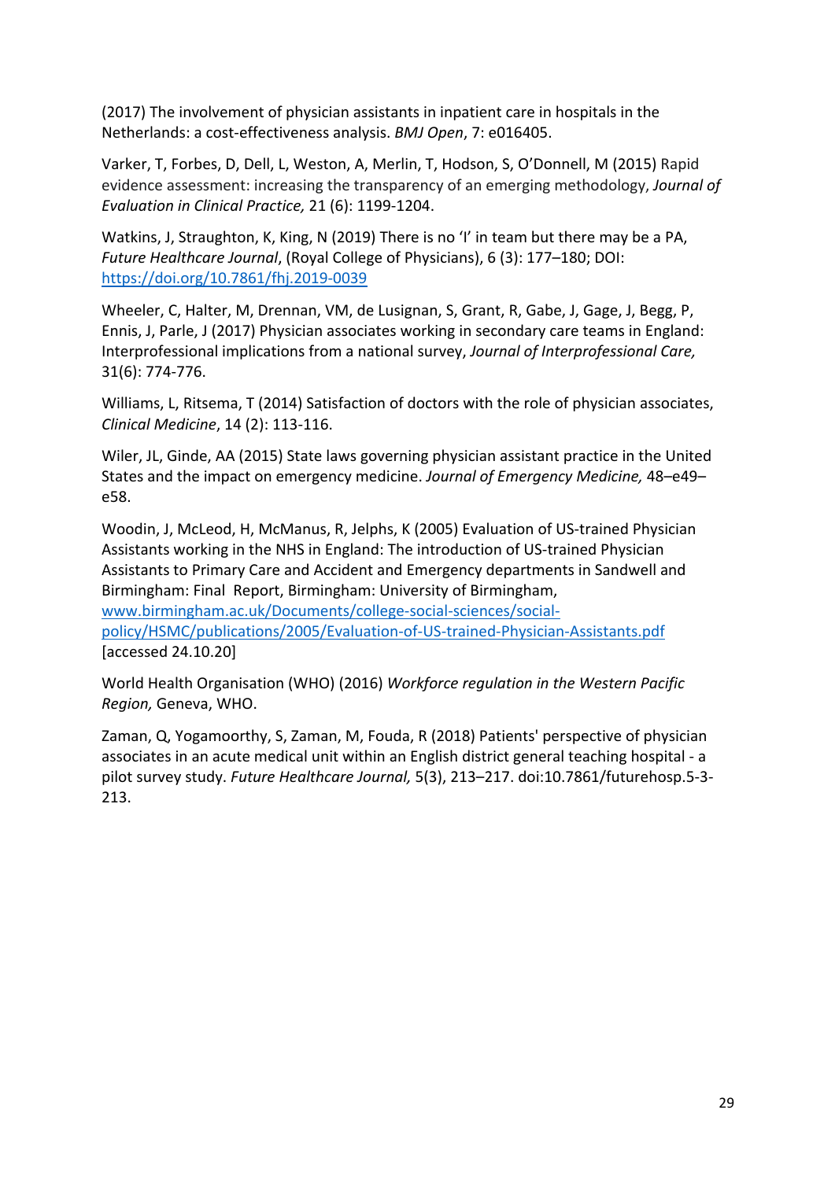(2017) The involvement of physician assistants in inpatient care in hospitals in the Netherlands: a cost-effectiveness analysis. *BMJ Open*, 7: e016405.

Varker, T, Forbes, D, Dell, L, Weston, A, Merlin, T, Hodson, S, O'Donnell, M (2015) Rapid evidence assessment: increasing the transparency of an emerging methodology, *Journal of Evaluation in Clinical Practice,* 21 (6): 1199-1204.

Watkins, J, Straughton, K, King, N (2019) There is no 'I' in team but there may be a PA, *Future Healthcare Journal*, (Royal College of Physicians), 6 (3): 177–180; DOI: https://doi.org/10.7861/fhj.2019-0039

Wheeler, C, Halter, M, Drennan, VM, de Lusignan, S, Grant, R, Gabe, J, Gage, J, Begg, P, Ennis, J, Parle, J (2017) Physician associates working in secondary care teams in England: Interprofessional implications from a national survey, *Journal of Interprofessional Care,* 31(6): 774-776.

Williams, L, Ritsema, T (2014) Satisfaction of doctors with the role of physician associates, *Clinical Medicine*, 14 (2): 113-116.

Wiler, JL, Ginde, AA (2015) State laws governing physician assistant practice in the United States and the impact on emergency medicine. *Journal of Emergency Medicine,* 48–e49–e58.

Woodin, J, McLeod, H, McManus, R, Jelphs, K (2005) Evaluation of US-trained Physician Assistants working in the NHS in England: The introduction of US-trained Physician Assistants to Primary Care and Accident and Emergency departments in Sandwell and Birmingham: Final Report, Birmingham: University of Birmingham, www.birmingham.ac.uk/Documents/college-social-sciences/social-policy/HSMC/publications/2005/Evaluation-of-US-trained-Physician-Assistants.pdf [accessed 24.10.20]

World Health Organisation (WHO) (2016) *Workforce regulation in the Western Pacific Region,* Geneva, WHO.

Zaman, Q, Yogamoorthy, S, Zaman, M, Fouda, R (2018) Patients' perspective of physician associates in an acute medical unit within an English district general teaching hospital - a pilot survey study. *Future Healthcare Journal,* 5(3), 213–217. doi:10.7861/futurehosp.5-3-213.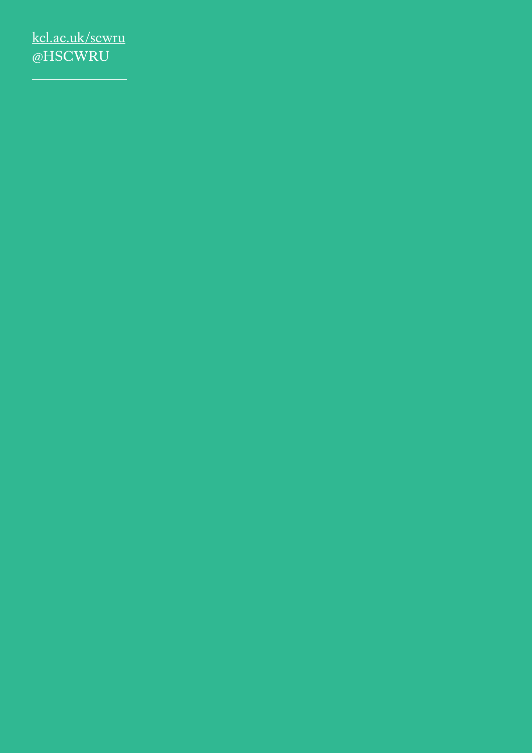kcl.ac.uk/scwru
@HSCWRU